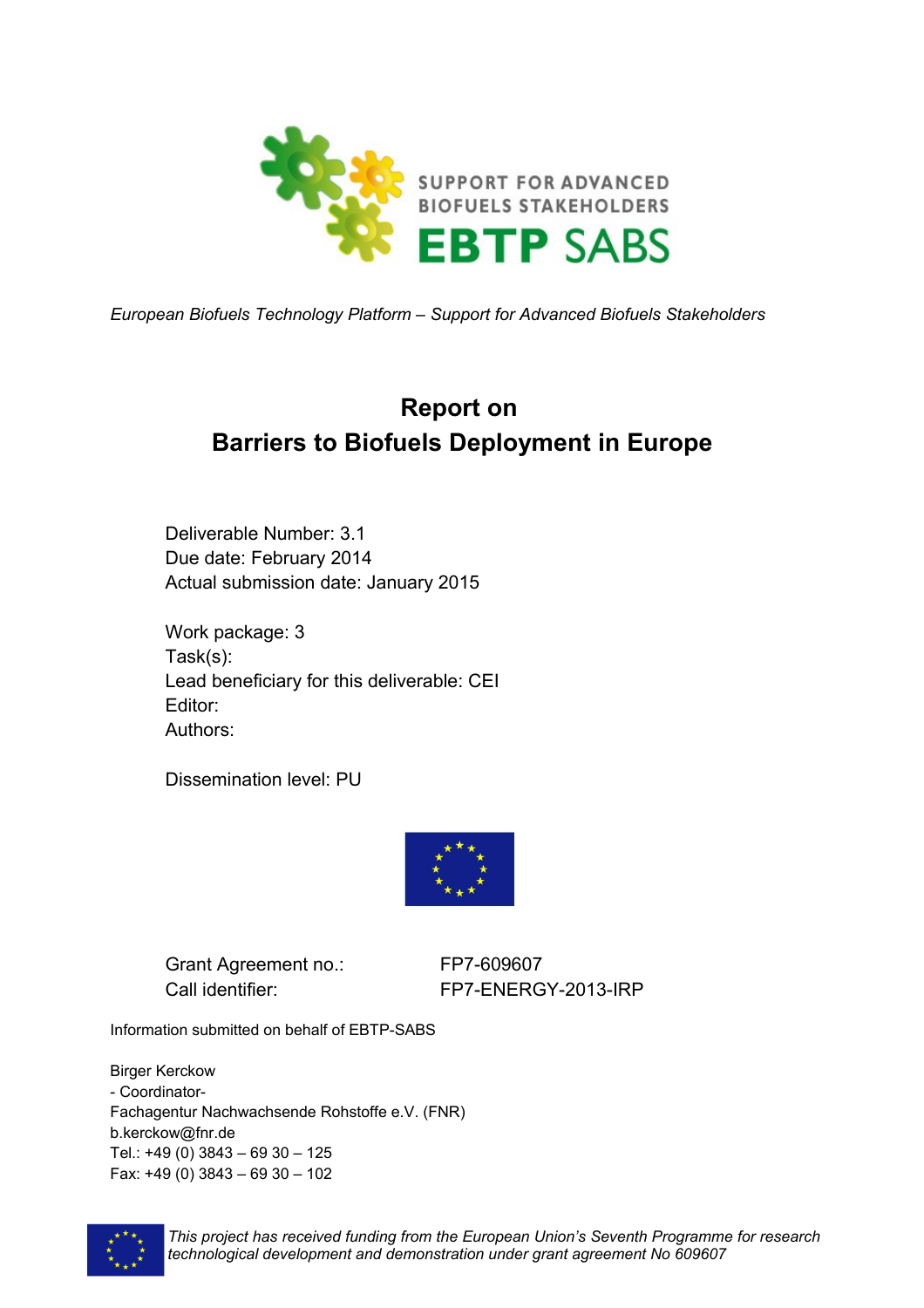SUPPORT FOR ADVANCED BIOFUELS STAKEHOLDERS

EBTP SABS

*European Biofuels Technology Platform – Support for Advanced Biofuels Stakeholders*

# Report on Barriers to Biofuels Deployment in Europe

Deliverable Number: 3.1
Due date: February 2014
Actual submission date: January 2015

Work package: 3
Task(s):
Lead beneficiary for this deliverable: CEI
Editor:
Authors:

Dissemination level: PU

| | |
|---|---|
| Grant Agreement no.: | FP7-609607 |
| Call identifier: | FP7-ENERGY-2013-IRP |

Information submitted on behalf of EBTP-SABS

Birger Kerckow
- Coordinator-
Fachagentur Nachwachsende Rohstoffe e.V. (FNR)
b.kerckow@fnr.de
Tel.: +49 (0) 3843 – 69 30 – 125
Fax: +49 (0) 3843 – 69 30 – 102

*This project has received funding from the European Union's Seventh Programme for research technological development and demonstration under grant agreement No 609607*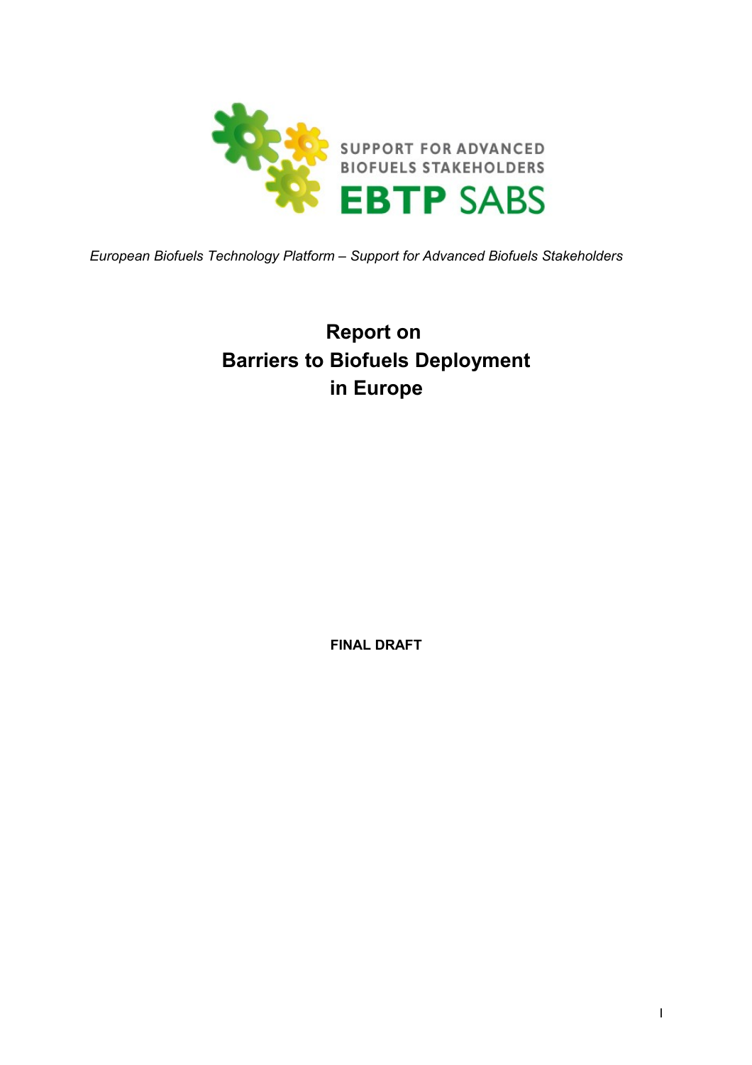*European Biofuels Technology Platform – Support for Advanced Biofuels Stakeholders*

# Report on Barriers to Biofuels Deployment in Europe

**FINAL DRAFT**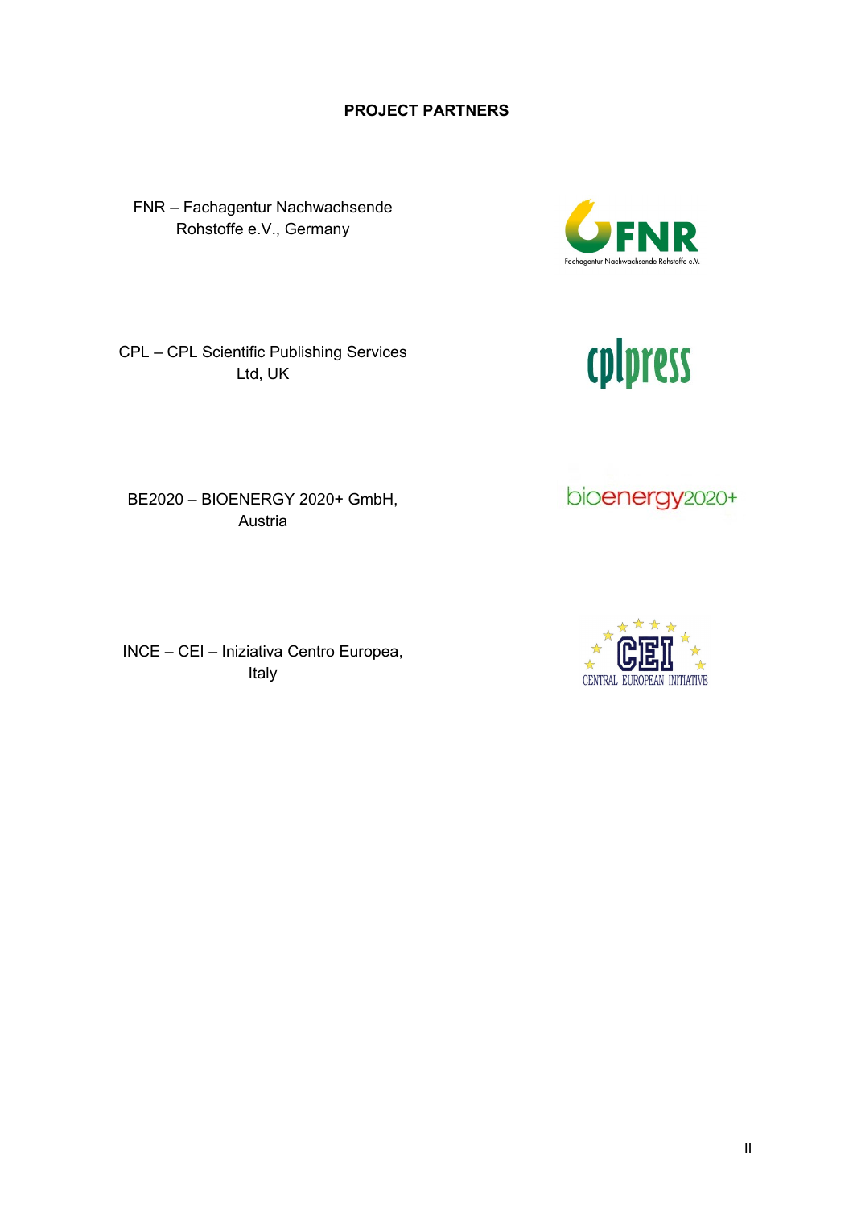## PROJECT PARTNERS

FNR – Fachagentur Nachwachsende Rohstoffe e.V., Germany

CPL – CPL Scientific Publishing Services Ltd, UK

BE2020 – BIOENERGY 2020+ GmbH, Austria

INCE – CEI – Iniziativa Centro Europea, Italy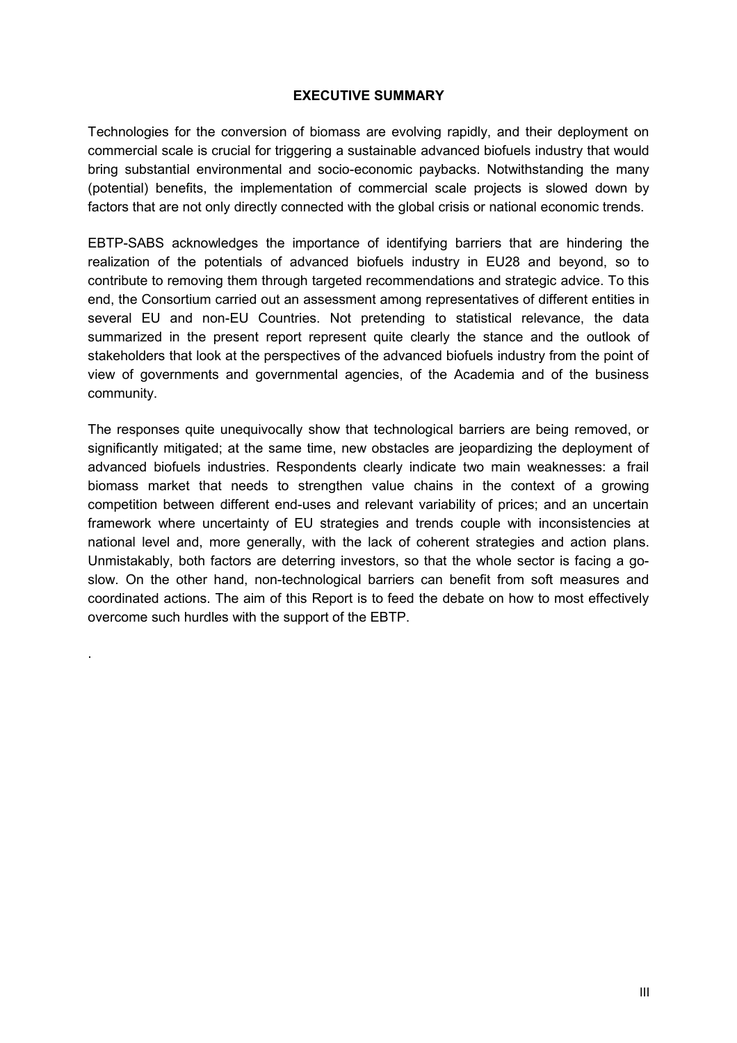## EXECUTIVE SUMMARY

Technologies for the conversion of biomass are evolving rapidly, and their deployment on commercial scale is crucial for triggering a sustainable advanced biofuels industry that would bring substantial environmental and socio-economic paybacks. Notwithstanding the many (potential) benefits, the implementation of commercial scale projects is slowed down by factors that are not only directly connected with the global crisis or national economic trends.

EBTP-SABS acknowledges the importance of identifying barriers that are hindering the realization of the potentials of advanced biofuels industry in EU28 and beyond, so to contribute to removing them through targeted recommendations and strategic advice. To this end, the Consortium carried out an assessment among representatives of different entities in several EU and non-EU Countries. Not pretending to statistical relevance, the data summarized in the present report represent quite clearly the stance and the outlook of stakeholders that look at the perspectives of the advanced biofuels industry from the point of view of governments and governmental agencies, of the Academia and of the business community.

The responses quite unequivocally show that technological barriers are being removed, or significantly mitigated; at the same time, new obstacles are jeopardizing the deployment of advanced biofuels industries. Respondents clearly indicate two main weaknesses: a frail biomass market that needs to strengthen value chains in the context of a growing competition between different end-uses and relevant variability of prices; and an uncertain framework where uncertainty of EU strategies and trends couple with inconsistencies at national level and, more generally, with the lack of coherent strategies and action plans. Unmistakably, both factors are deterring investors, so that the whole sector is facing a go-slow. On the other hand, non-technological barriers can benefit from soft measures and coordinated actions. The aim of this Report is to feed the debate on how to most effectively overcome such hurdles with the support of the EBTP.

.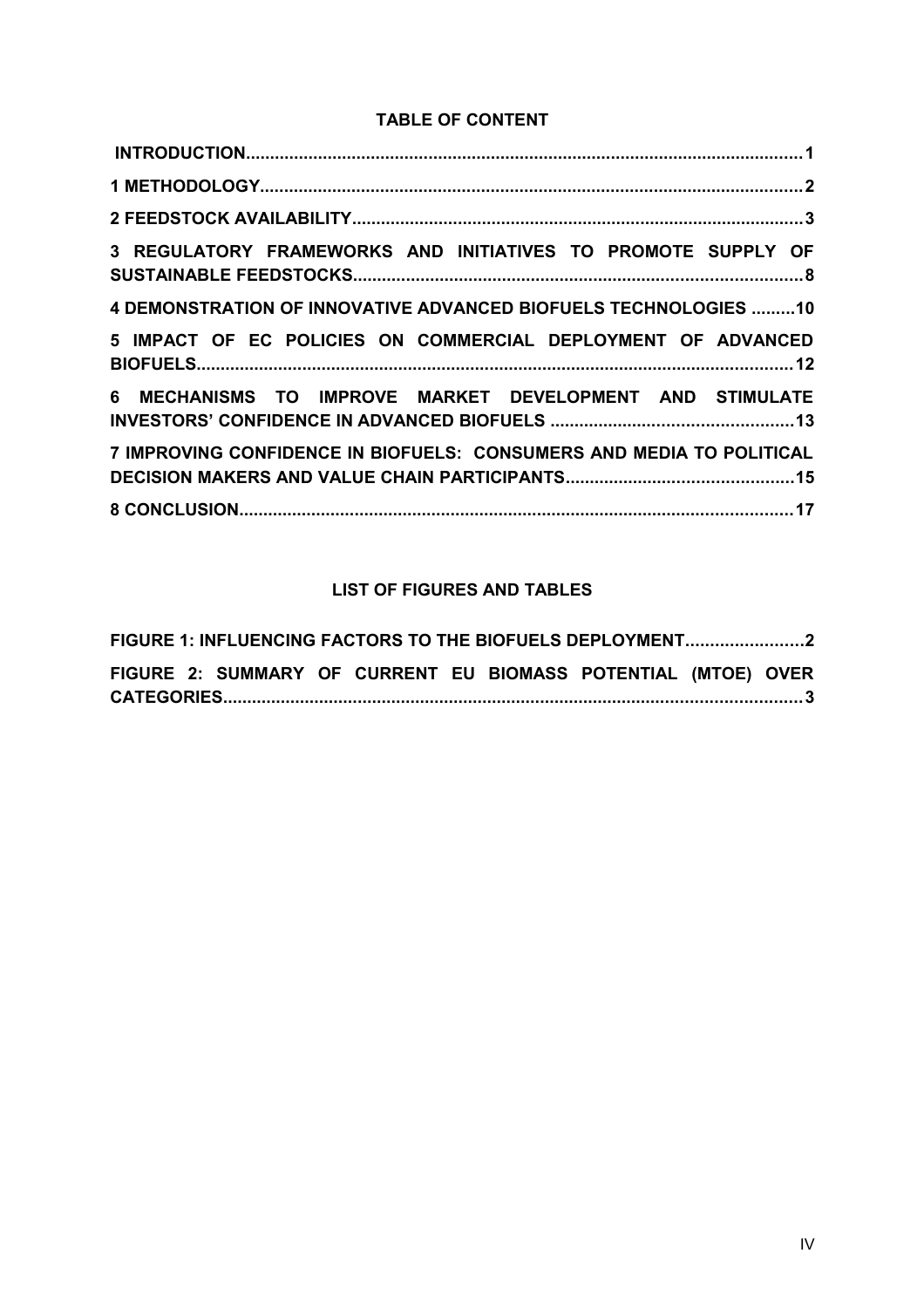**TABLE OF CONTENT**

**INTRODUCTION........................................................................................................1**

**1 METHODOLOGY....................................................................................................2**

**2 FEEDSTOCK AVAILABILITY.................................................................................3**

**3 REGULATORY FRAMEWORKS AND INITIATIVES TO PROMOTE SUPPLY OF SUSTAINABLE FEEDSTOCKS.................................................................................8**

**4 DEMONSTRATION OF INNOVATIVE ADVANCED BIOFUELS TECHNOLOGIES .........10**

**5 IMPACT OF EC POLICIES ON COMMERCIAL DEPLOYMENT OF ADVANCED BIOFUELS.............................................................................................................12**

**6 MECHANISMS TO IMPROVE MARKET DEVELOPMENT AND STIMULATE INVESTORS' CONFIDENCE IN ADVANCED BIOFUELS ..................................................13**

**7 IMPROVING CONFIDENCE IN BIOFUELS: CONSUMERS AND MEDIA TO POLITICAL DECISION MAKERS AND VALUE CHAIN PARTICIPANTS...............................................15**

**8 CONCLUSION......................................................................................................17**

**LIST OF FIGURES AND TABLES**

**FIGURE 1: INFLUENCING FACTORS TO THE BIOFUELS DEPLOYMENT........................2**

**FIGURE 2: SUMMARY OF CURRENT EU BIOMASS POTENTIAL (MTOE) OVER CATEGORIES..........................................................................................................3**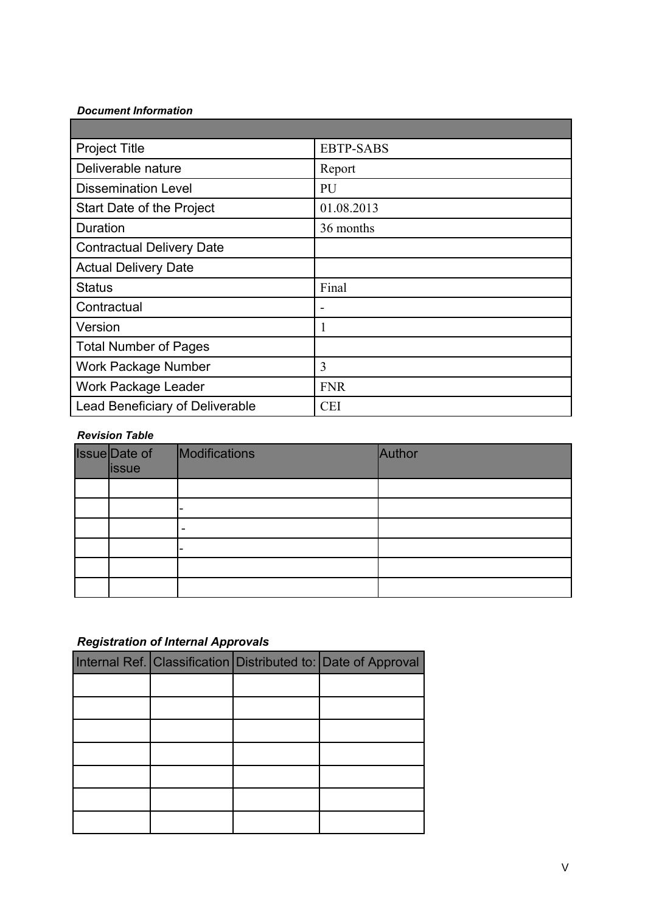***Document Information***

| | |
|---|---|
| Project Title | EBTP-SABS |
| Deliverable nature | Report |
| Dissemination Level | PU |
| Start Date of the Project | 01.08.2013 |
| Duration | 36 months |
| Contractual Delivery Date | |
| Actual Delivery Date | |
| Status | Final |
| Contractual | - |
| Version | 1 |
| Total Number of Pages | |
| Work Package Number | 3 |
| Work Package Leader | FNR |
| Lead Beneficiary of Deliverable | CEI |

***Revision Table***

| Issue | Date of issue | Modifications | Author |
|---|---|---|---|
| | | | |
| | | - | |
| | | - | |
| | | - | |
| | | | |
| | | | |

***Registration of Internal Approvals***

| Internal Ref. | Classification | Distributed to: | Date of Approval |
|---|---|---|---|
| | | | |
| | | | |
| | | | |
| | | | |
| | | | |
| | | | |
| | | | |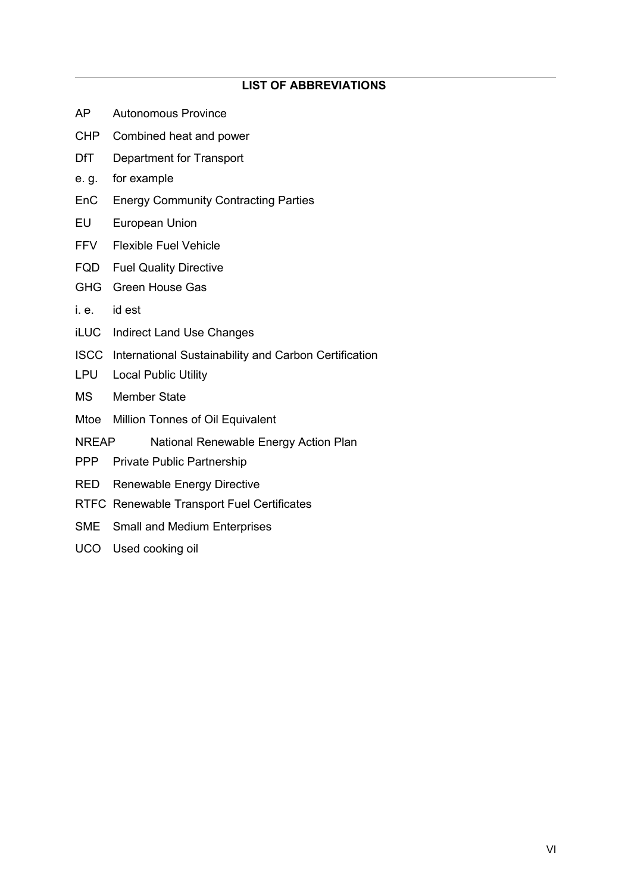## LIST OF ABBREVIATIONS

AP Autonomous Province

CHP Combined heat and power

DfT Department for Transport

e. g. for example

EnC Energy Community Contracting Parties

EU European Union

FFV Flexible Fuel Vehicle

FQD Fuel Quality Directive

GHG Green House Gas

i. e. id est

iLUC Indirect Land Use Changes

ISCC International Sustainability and Carbon Certification

LPU Local Public Utility

MS Member State

Mtoe Million Tonnes of Oil Equivalent

NREAP National Renewable Energy Action Plan

PPP Private Public Partnership

RED Renewable Energy Directive

RTFC Renewable Transport Fuel Certificates

SME Small and Medium Enterprises

UCO Used cooking oil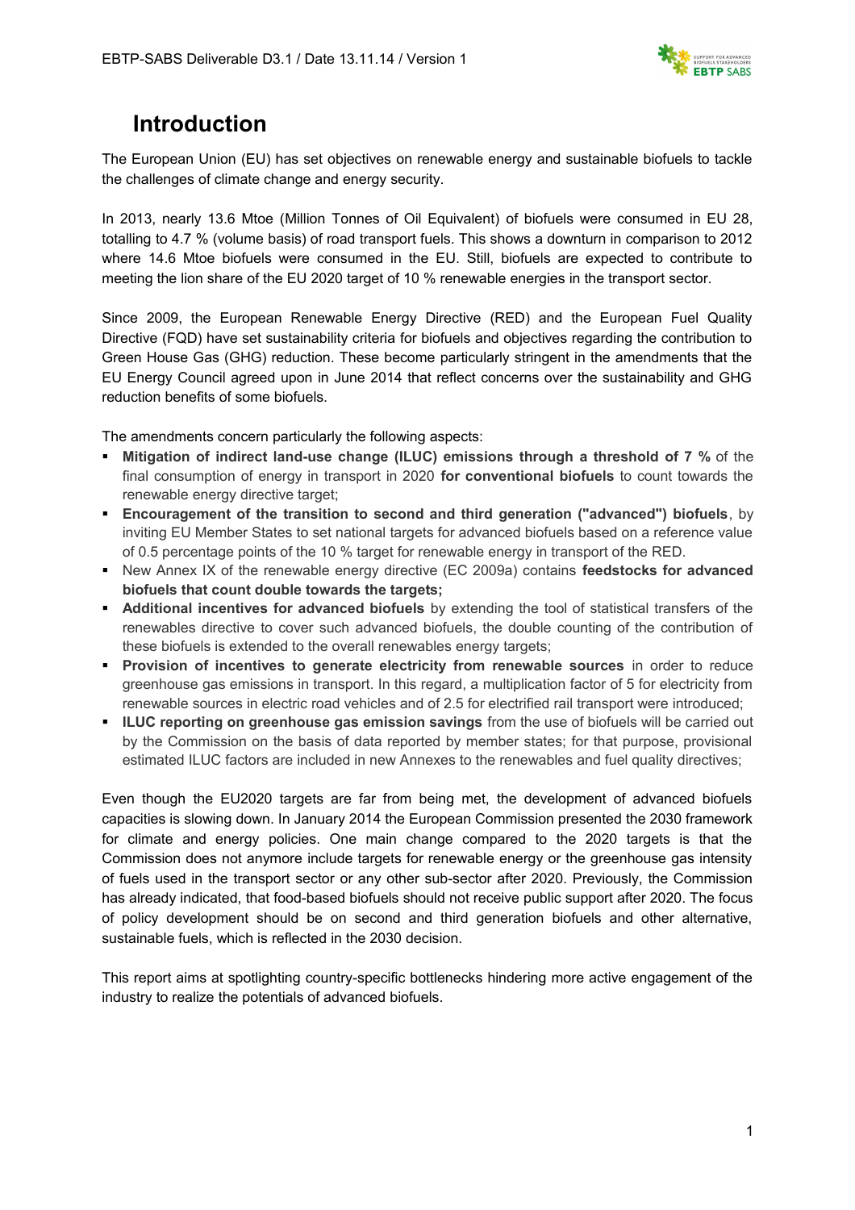# Introduction

The European Union (EU) has set objectives on renewable energy and sustainable biofuels to tackle the challenges of climate change and energy security.

In 2013, nearly 13.6 Mtoe (Million Tonnes of Oil Equivalent) of biofuels were consumed in EU 28, totalling to 4.7 % (volume basis) of road transport fuels. This shows a downturn in comparison to 2012 where 14.6 Mtoe biofuels were consumed in the EU. Still, biofuels are expected to contribute to meeting the lion share of the EU 2020 target of 10 % renewable energies in the transport sector.

Since 2009, the European Renewable Energy Directive (RED) and the European Fuel Quality Directive (FQD) have set sustainability criteria for biofuels and objectives regarding the contribution to Green House Gas (GHG) reduction. These become particularly stringent in the amendments that the EU Energy Council agreed upon in June 2014 that reflect concerns over the sustainability and GHG reduction benefits of some biofuels.

The amendments concern particularly the following aspects:

- **Mitigation of indirect land-use change (ILUC) emissions through a threshold of 7 %** of the final consumption of energy in transport in 2020 **for conventional biofuels** to count towards the renewable energy directive target;
- **Encouragement of the transition to second and third generation ("advanced") biofuels**, by inviting EU Member States to set national targets for advanced biofuels based on a reference value of 0.5 percentage points of the 10 % target for renewable energy in transport of the RED.
- New Annex IX of the renewable energy directive (EC 2009a) contains **feedstocks for advanced biofuels that count double towards the targets;**
- **Additional incentives for advanced biofuels** by extending the tool of statistical transfers of the renewables directive to cover such advanced biofuels, the double counting of the contribution of these biofuels is extended to the overall renewables energy targets;
- **Provision of incentives to generate electricity from renewable sources** in order to reduce greenhouse gas emissions in transport. In this regard, a multiplication factor of 5 for electricity from renewable sources in electric road vehicles and of 2.5 for electrified rail transport were introduced;
- **ILUC reporting on greenhouse gas emission savings** from the use of biofuels will be carried out by the Commission on the basis of data reported by member states; for that purpose, provisional estimated ILUC factors are included in new Annexes to the renewables and fuel quality directives;

Even though the EU2020 targets are far from being met, the development of advanced biofuels capacities is slowing down. In January 2014 the European Commission presented the 2030 framework for climate and energy policies. One main change compared to the 2020 targets is that the Commission does not anymore include targets for renewable energy or the greenhouse gas intensity of fuels used in the transport sector or any other sub-sector after 2020. Previously, the Commission has already indicated, that food-based biofuels should not receive public support after 2020. The focus of policy development should be on second and third generation biofuels and other alternative, sustainable fuels, which is reflected in the 2030 decision.

This report aims at spotlighting country-specific bottlenecks hindering more active engagement of the industry to realize the potentials of advanced biofuels.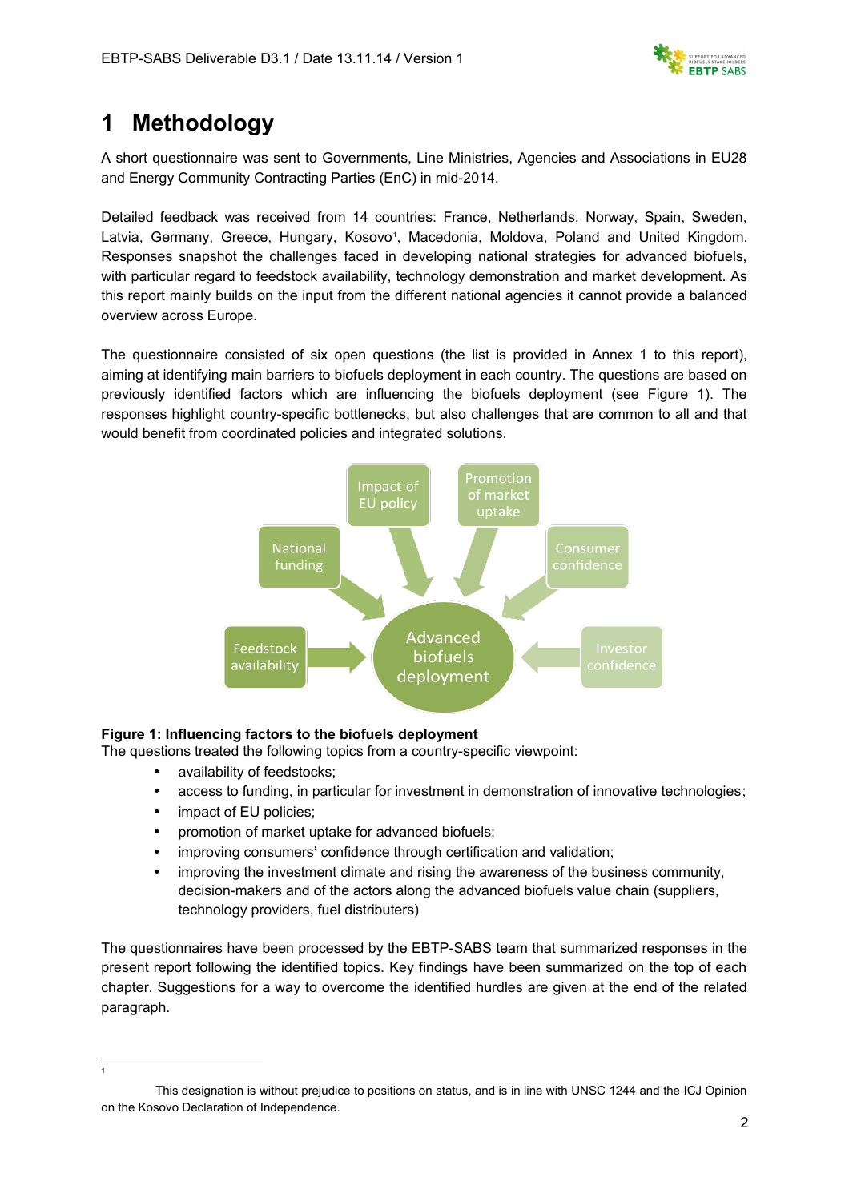# 1 Methodology

A short questionnaire was sent to Governments, Line Ministries, Agencies and Associations in EU28 and Energy Community Contracting Parties (EnC) in mid-2014.

Detailed feedback was received from 14 countries: France, Netherlands, Norway, Spain, Sweden, Latvia, Germany, Greece, Hungary, Kosovo[1], Macedonia, Moldova, Poland and United Kingdom. Responses snapshot the challenges faced in developing national strategies for advanced biofuels, with particular regard to feedstock availability, technology demonstration and market development. As this report mainly builds on the input from the different national agencies it cannot provide a balanced overview across Europe.

The questionnaire consisted of six open questions (the list is provided in Annex 1 to this report), aiming at identifying main barriers to biofuels deployment in each country. The questions are based on previously identified factors which are influencing the biofuels deployment (see Figure 1). The responses highlight country-specific bottlenecks, but also challenges that are common to all and that would benefit from coordinated policies and integrated solutions.

**Figure 1: Influencing factors to the biofuels deployment**

The questions treated the following topics from a country-specific viewpoint:

- availability of feedstocks;
- access to funding, in particular for investment in demonstration of innovative technologies;
- impact of EU policies;
- promotion of market uptake for advanced biofuels;
- improving consumers' confidence through certification and validation;
- improving the investment climate and rising the awareness of the business community, decision-makers and of the actors along the advanced biofuels value chain (suppliers, technology providers, fuel distributers)

The questionnaires have been processed by the EBTP-SABS team that summarized responses in the present report following the identified topics. Key findings have been summarized on the top of each chapter. Suggestions for a way to overcome the identified hurdles are given at the end of the related paragraph.

---

[1] This designation is without prejudice to positions on status, and is in line with UNSC 1244 and the ICJ Opinion on the Kosovo Declaration of Independence.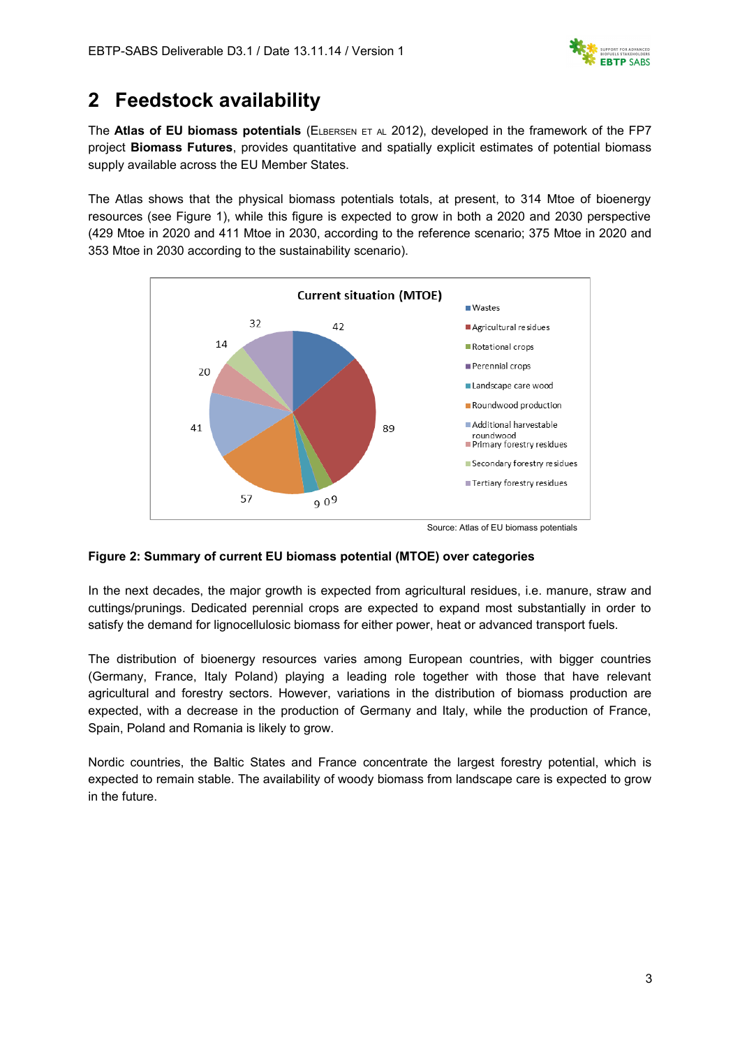# 2 Feedstock availability

The **Atlas of EU biomass potentials** (Elbersen et al 2012), developed in the framework of the FP7 project **Biomass Futures**, provides quantitative and spatially explicit estimates of potential biomass supply available across the EU Member States.

The Atlas shows that the physical biomass potentials totals, at present, to 314 Mtoe of bioenergy resources (see Figure 1), while this figure is expected to grow in both a 2020 and 2030 perspective (429 Mtoe in 2020 and 411 Mtoe in 2030, according to the reference scenario; 375 Mtoe in 2020 and 353 Mtoe in 2030 according to the sustainability scenario).

Source: Atlas of EU biomass potentials

**Figure 2: Summary of current EU biomass potential (MTOE) over categories**

In the next decades, the major growth is expected from agricultural residues, i.e. manure, straw and cuttings/prunings. Dedicated perennial crops are expected to expand most substantially in order to satisfy the demand for lignocellulosic biomass for either power, heat or advanced transport fuels.

The distribution of bioenergy resources varies among European countries, with bigger countries (Germany, France, Italy Poland) playing a leading role together with those that have relevant agricultural and forestry sectors. However, variations in the distribution of biomass production are expected, with a decrease in the production of Germany and Italy, while the production of France, Spain, Poland and Romania is likely to grow.

Nordic countries, the Baltic States and France concentrate the largest forestry potential, which is expected to remain stable. The availability of woody biomass from landscape care is expected to grow in the future.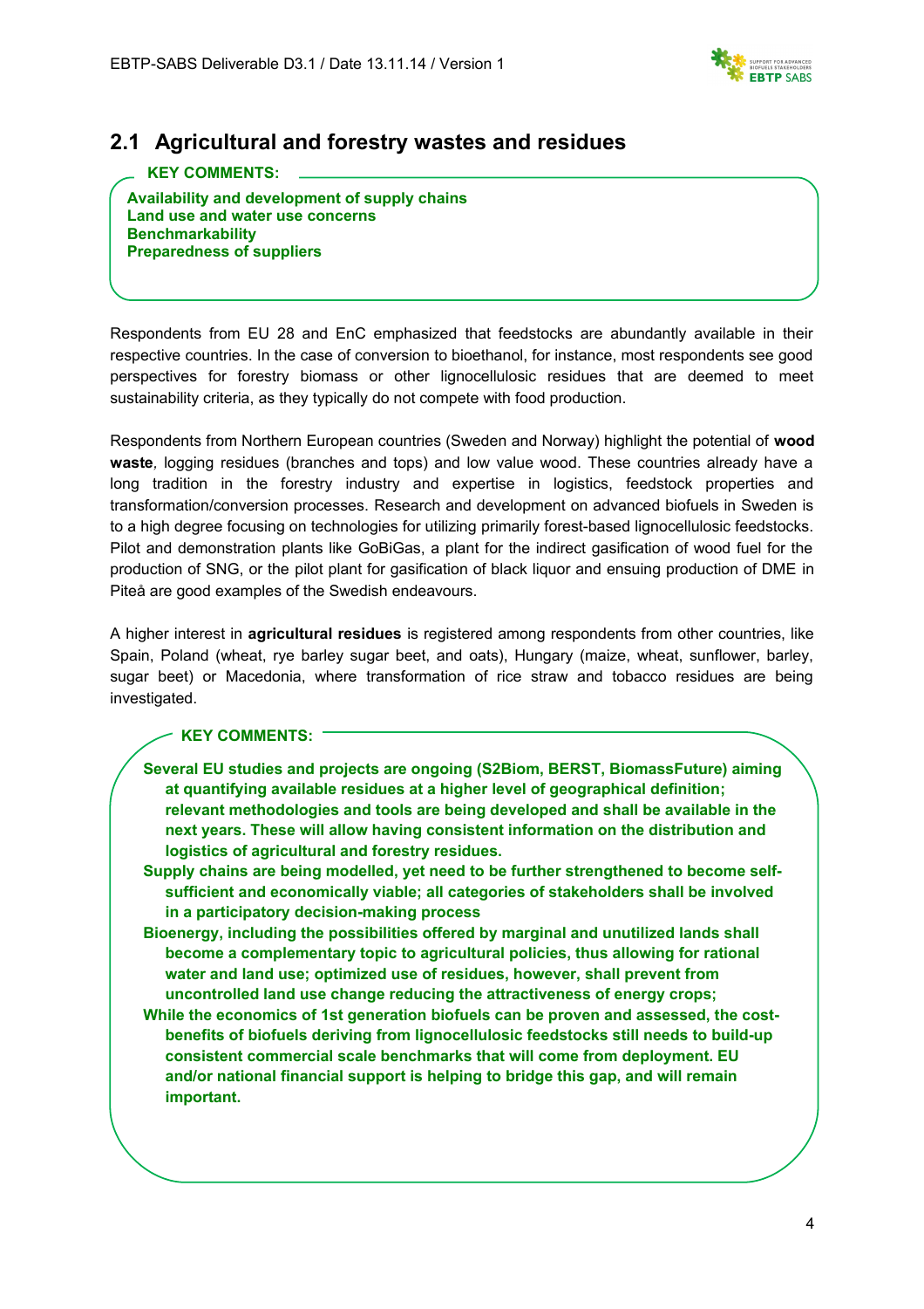## 2.1 Agricultural and forestry wastes and residues

**KEY COMMENTS:**

**Availability and development of supply chains**
**Land use and water use concerns**
**Benchmarkability**
**Preparedness of suppliers**

Respondents from EU 28 and EnC emphasized that feedstocks are abundantly available in their respective countries. In the case of conversion to bioethanol, for instance, most respondents see good perspectives for forestry biomass or other lignocellulosic residues that are deemed to meet sustainability criteria, as they typically do not compete with food production.

Respondents from Northern European countries (Sweden and Norway) highlight the potential of **wood waste**, logging residues (branches and tops) and low value wood. These countries already have a long tradition in the forestry industry and expertise in logistics, feedstock properties and transformation/conversion processes. Research and development on advanced biofuels in Sweden is to a high degree focusing on technologies for utilizing primarily forest-based lignocellulosic feedstocks. Pilot and demonstration plants like GoBiGas, a plant for the indirect gasification of wood fuel for the production of SNG, or the pilot plant for gasification of black liquor and ensuing production of DME in Piteå are good examples of the Swedish endeavours.

A higher interest in **agricultural residues** is registered among respondents from other countries, like Spain, Poland (wheat, rye barley sugar beet, and oats), Hungary (maize, wheat, sunflower, barley, sugar beet) or Macedonia, where transformation of rice straw and tobacco residues are being investigated.

**KEY COMMENTS:**

**Several EU studies and projects are ongoing (S2Biom, BERST, BiomassFuture) aiming at quantifying available residues at a higher level of geographical definition; relevant methodologies and tools are being developed and shall be available in the next years. These will allow having consistent information on the distribution and logistics of agricultural and forestry residues.**

**Supply chains are being modelled, yet need to be further strengthened to become self-sufficient and economically viable; all categories of stakeholders shall be involved in a participatory decision-making process**

**Bioenergy, including the possibilities offered by marginal and unutilized lands shall become a complementary topic to agricultural policies, thus allowing for rational water and land use; optimized use of residues, however, shall prevent from uncontrolled land use change reducing the attractiveness of energy crops;**

**While the economics of 1st generation biofuels can be proven and assessed, the cost-benefits of biofuels deriving from lignocellulosic feedstocks still needs to build-up consistent commercial scale benchmarks that will come from deployment. EU and/or national financial support is helping to bridge this gap, and will remain important.**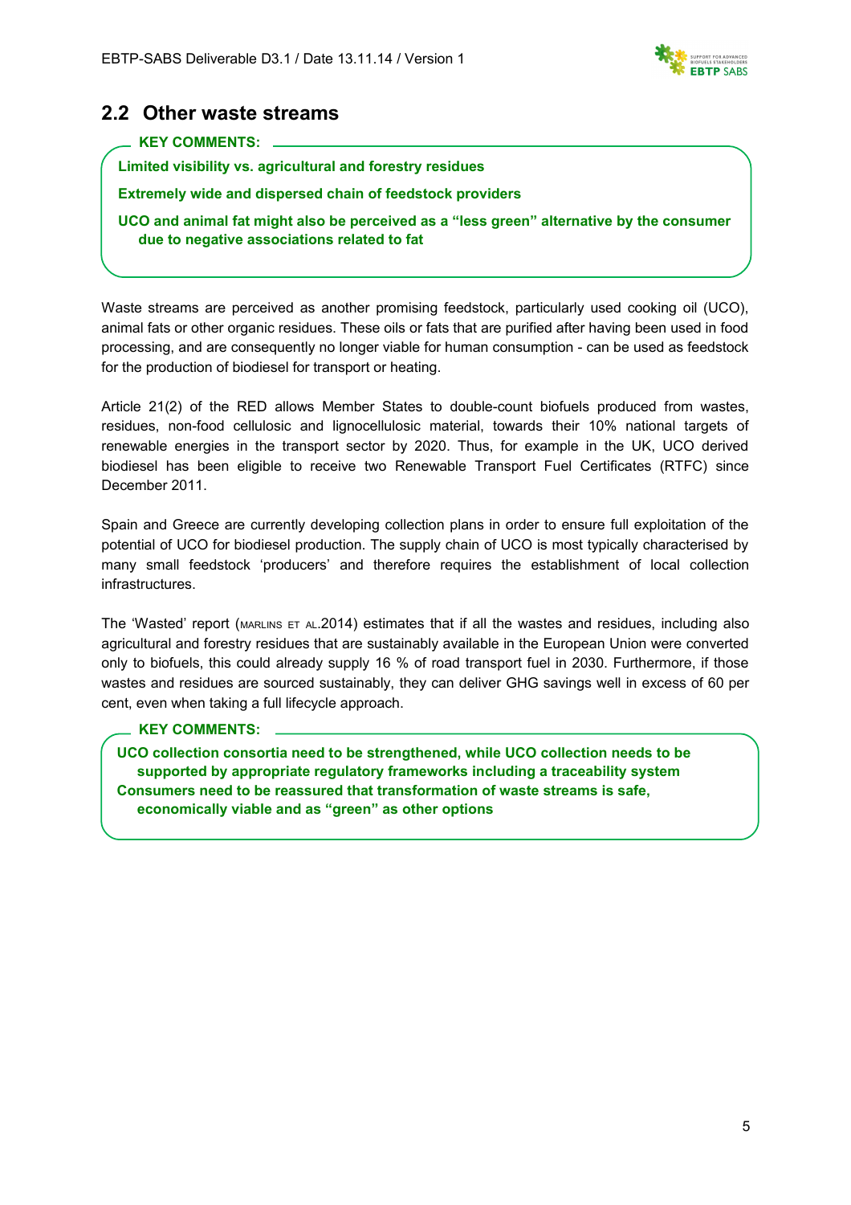## 2.2 Other waste streams

**KEY COMMENTS:**

**Limited visibility vs. agricultural and forestry residues**

**Extremely wide and dispersed chain of feedstock providers**

**UCO and animal fat might also be perceived as a "less green" alternative by the consumer due to negative associations related to fat**

Waste streams are perceived as another promising feedstock, particularly used cooking oil (UCO), animal fats or other organic residues. These oils or fats that are purified after having been used in food processing, and are consequently no longer viable for human consumption - can be used as feedstock for the production of biodiesel for transport or heating.

Article 21(2) of the RED allows Member States to double-count biofuels produced from wastes, residues, non-food cellulosic and lignocellulosic material, towards their 10% national targets of renewable energies in the transport sector by 2020. Thus, for example in the UK, UCO derived biodiesel has been eligible to receive two Renewable Transport Fuel Certificates (RTFC) since December 2011.

Spain and Greece are currently developing collection plans in order to ensure full exploitation of the potential of UCO for biodiesel production. The supply chain of UCO is most typically characterised by many small feedstock 'producers' and therefore requires the establishment of local collection infrastructures.

The 'Wasted' report (MARLINS ET AL.2014) estimates that if all the wastes and residues, including also agricultural and forestry residues that are sustainably available in the European Union were converted only to biofuels, this could already supply 16 % of road transport fuel in 2030. Furthermore, if those wastes and residues are sourced sustainably, they can deliver GHG savings well in excess of 60 per cent, even when taking a full lifecycle approach.

**KEY COMMENTS:**

**UCO collection consortia need to be strengthened, while UCO collection needs to be supported by appropriate regulatory frameworks including a traceability system**

**Consumers need to be reassured that transformation of waste streams is safe, economically viable and as "green" as other options**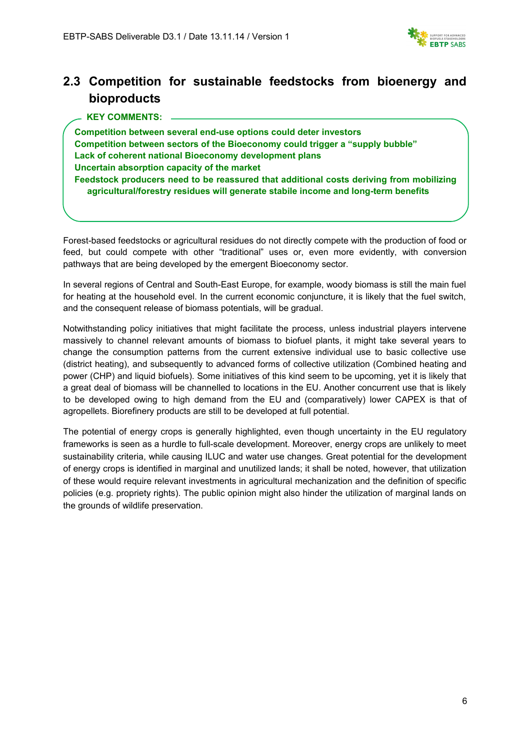## 2.3 Competition for sustainable feedstocks from bioenergy and bioproducts

**KEY COMMENTS:**

**Competition between several end-use options could deter investors**
**Competition between sectors of the Bioeconomy could trigger a "supply bubble"**
**Lack of coherent national Bioeconomy development plans**
**Uncertain absorption capacity of the market**
**Feedstock producers need to be reassured that additional costs deriving from mobilizing agricultural/forestry residues will generate stabile income and long-term benefits**

Forest-based feedstocks or agricultural residues do not directly compete with the production of food or feed, but could compete with other "traditional" uses or, even more evidently, with conversion pathways that are being developed by the emergent Bioeconomy sector.

In several regions of Central and South-East Europe, for example, woody biomass is still the main fuel for heating at the household evel. In the current economic conjuncture, it is likely that the fuel switch, and the consequent release of biomass potentials, will be gradual.

Notwithstanding policy initiatives that might facilitate the process, unless industrial players intervene massively to channel relevant amounts of biomass to biofuel plants, it might take several years to change the consumption patterns from the current extensive individual use to basic collective use (district heating), and subsequently to advanced forms of collective utilization (Combined heating and power (CHP) and liquid biofuels). Some initiatives of this kind seem to be upcoming, yet it is likely that a great deal of biomass will be channelled to locations in the EU. Another concurrent use that is likely to be developed owing to high demand from the EU and (comparatively) lower CAPEX is that of agropellets. Biorefinery products are still to be developed at full potential.

The potential of energy crops is generally highlighted, even though uncertainty in the EU regulatory frameworks is seen as a hurdle to full-scale development. Moreover, energy crops are unlikely to meet sustainability criteria, while causing ILUC and water use changes. Great potential for the development of energy crops is identified in marginal and unutilized lands; it shall be noted, however, that utilization of these would require relevant investments in agricultural mechanization and the definition of specific policies (e.g. propriety rights). The public opinion might also hinder the utilization of marginal lands on the grounds of wildlife preservation.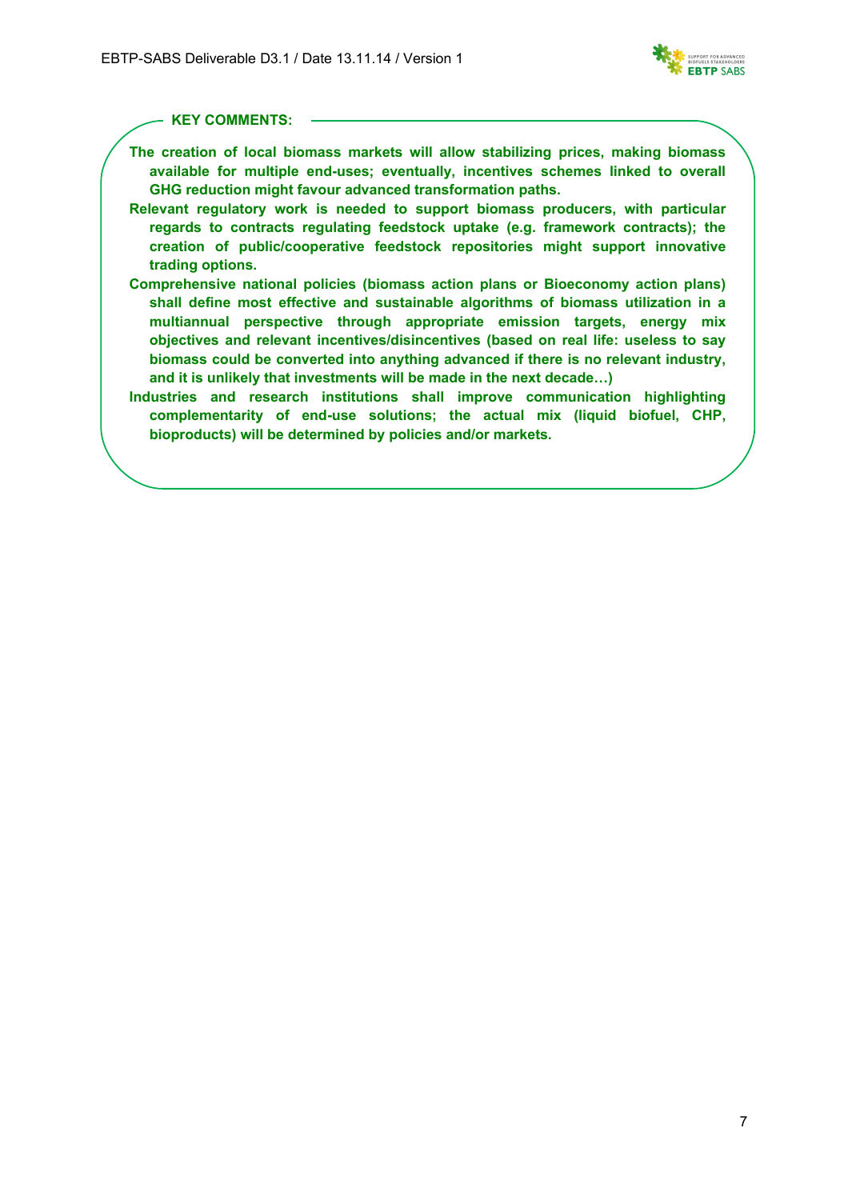**KEY COMMENTS:**

- **The creation of local biomass markets will allow stabilizing prices, making biomass available for multiple end-uses; eventually, incentives schemes linked to overall GHG reduction might favour advanced transformation paths.**
- **Relevant regulatory work is needed to support biomass producers, with particular regards to contracts regulating feedstock uptake (e.g. framework contracts); the creation of public/cooperative feedstock repositories might support innovative trading options.**
- **Comprehensive national policies (biomass action plans or Bioeconomy action plans) shall define most effective and sustainable algorithms of biomass utilization in a multiannual perspective through appropriate emission targets, energy mix objectives and relevant incentives/disincentives (based on real life: useless to say biomass could be converted into anything advanced if there is no relevant industry, and it is unlikely that investments will be made in the next decade…)**
- **Industries and research institutions shall improve communication highlighting complementarity of end-use solutions; the actual mix (liquid biofuel, CHP, bioproducts) will be determined by policies and/or markets.**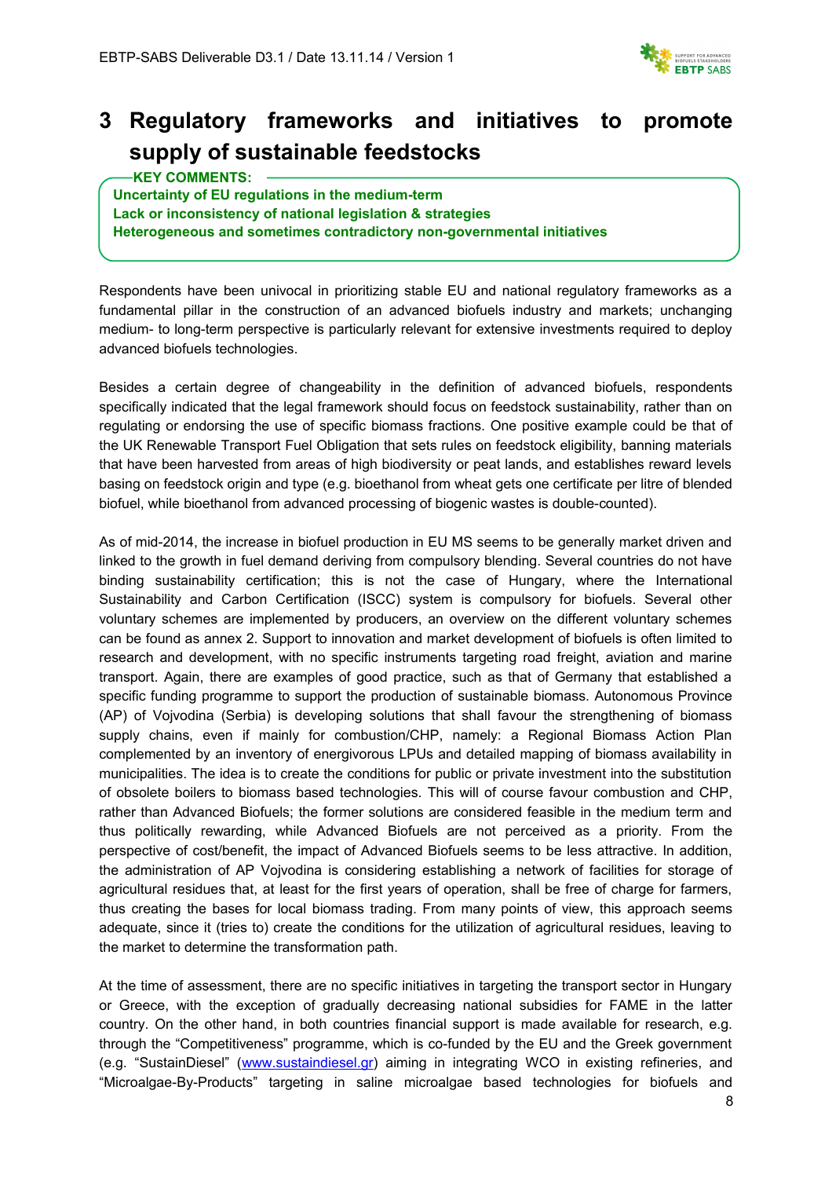# 3 Regulatory frameworks and initiatives to promote supply of sustainable feedstocks

**KEY COMMENTS:**

**Uncertainty of EU regulations in the medium-term**
**Lack or inconsistency of national legislation & strategies**
**Heterogeneous and sometimes contradictory non-governmental initiatives**

Respondents have been univocal in prioritizing stable EU and national regulatory frameworks as a fundamental pillar in the construction of an advanced biofuels industry and markets; unchanging medium- to long-term perspective is particularly relevant for extensive investments required to deploy advanced biofuels technologies.

Besides a certain degree of changeability in the definition of advanced biofuels, respondents specifically indicated that the legal framework should focus on feedstock sustainability, rather than on regulating or endorsing the use of specific biomass fractions. One positive example could be that of the UK Renewable Transport Fuel Obligation that sets rules on feedstock eligibility, banning materials that have been harvested from areas of high biodiversity or peat lands, and establishes reward levels basing on feedstock origin and type (e.g. bioethanol from wheat gets one certificate per litre of blended biofuel, while bioethanol from advanced processing of biogenic wastes is double-counted).

As of mid-2014, the increase in biofuel production in EU MS seems to be generally market driven and linked to the growth in fuel demand deriving from compulsory blending. Several countries do not have binding sustainability certification; this is not the case of Hungary, where the International Sustainability and Carbon Certification (ISCC) system is compulsory for biofuels. Several other voluntary schemes are implemented by producers, an overview on the different voluntary schemes can be found as annex 2. Support to innovation and market development of biofuels is often limited to research and development, with no specific instruments targeting road freight, aviation and marine transport. Again, there are examples of good practice, such as that of Germany that established a specific funding programme to support the production of sustainable biomass. Autonomous Province (AP) of Vojvodina (Serbia) is developing solutions that shall favour the strengthening of biomass supply chains, even if mainly for combustion/CHP, namely: a Regional Biomass Action Plan complemented by an inventory of energivorous LPUs and detailed mapping of biomass availability in municipalities. The idea is to create the conditions for public or private investment into the substitution of obsolete boilers to biomass based technologies. This will of course favour combustion and CHP, rather than Advanced Biofuels; the former solutions are considered feasible in the medium term and thus politically rewarding, while Advanced Biofuels are not perceived as a priority. From the perspective of cost/benefit, the impact of Advanced Biofuels seems to be less attractive. In addition, the administration of AP Vojvodina is considering establishing a network of facilities for storage of agricultural residues that, at least for the first years of operation, shall be free of charge for farmers, thus creating the bases for local biomass trading. From many points of view, this approach seems adequate, since it (tries to) create the conditions for the utilization of agricultural residues, leaving to the market to determine the transformation path.

At the time of assessment, there are no specific initiatives in targeting the transport sector in Hungary or Greece, with the exception of gradually decreasing national subsidies for FAME in the latter country. On the other hand, in both countries financial support is made available for research, e.g. through the "Competitiveness" programme, which is co-funded by the EU and the Greek government (e.g. "SustainDiesel" (www.sustaindiesel.gr) aiming in integrating WCO in existing refineries, and "Microalgae-By-Products" targeting in saline microalgae based technologies for biofuels and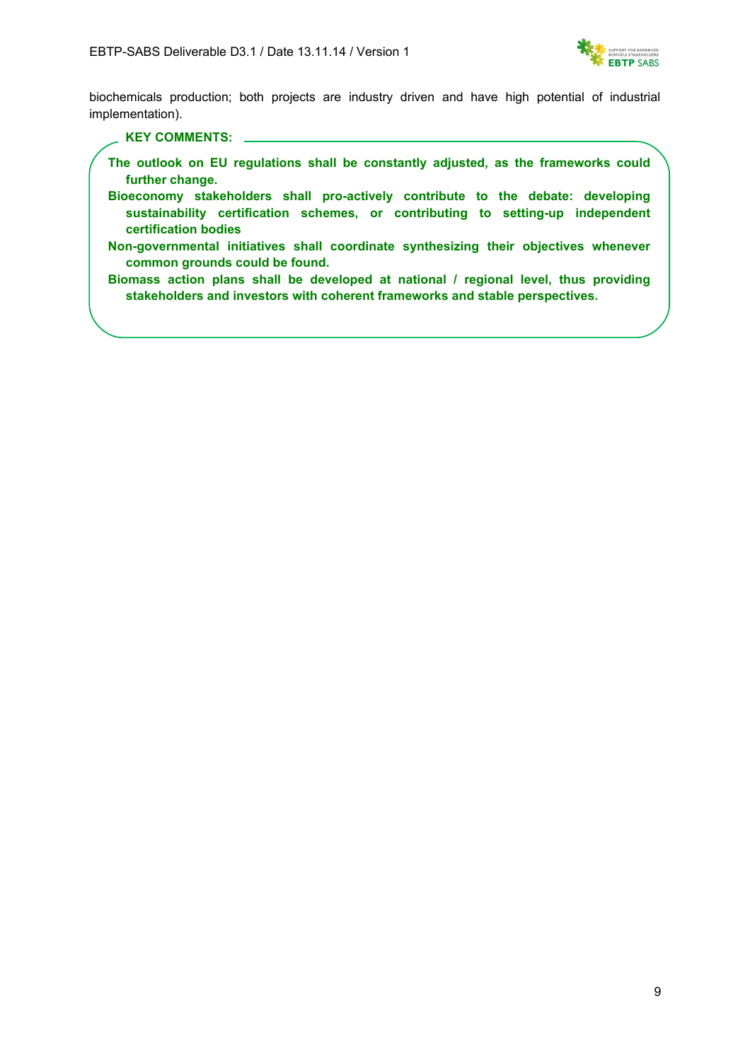biochemicals production; both projects are industry driven and have high potential of industrial implementation).

**KEY COMMENTS:**

- **The outlook on EU regulations shall be constantly adjusted, as the frameworks could further change.**
- **Bioeconomy stakeholders shall pro-actively contribute to the debate: developing sustainability certification schemes, or contributing to setting-up independent certification bodies**
- **Non-governmental initiatives shall coordinate synthesizing their objectives whenever common grounds could be found.**
- **Biomass action plans shall be developed at national / regional level, thus providing stakeholders and investors with coherent frameworks and stable perspectives.**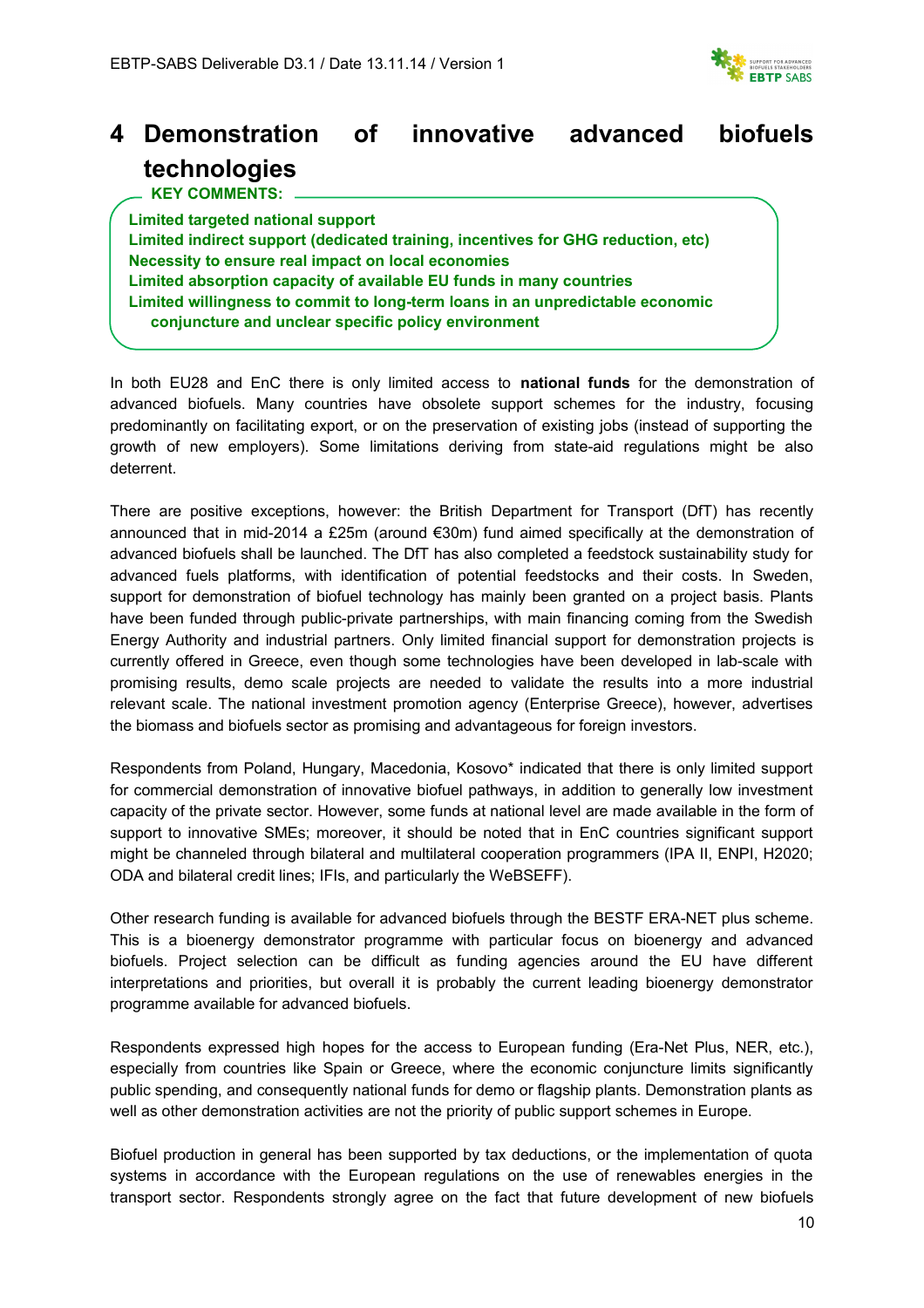# 4 Demonstration of innovative advanced biofuels technologies

**KEY COMMENTS:**

**Limited targeted national support**
**Limited indirect support (dedicated training, incentives for GHG reduction, etc)**
**Necessity to ensure real impact on local economies**
**Limited absorption capacity of available EU funds in many countries**
**Limited willingness to commit to long-term loans in an unpredictable economic conjuncture and unclear specific policy environment**

In both EU28 and EnC there is only limited access to **national funds** for the demonstration of advanced biofuels. Many countries have obsolete support schemes for the industry, focusing predominantly on facilitating export, or on the preservation of existing jobs (instead of supporting the growth of new employers). Some limitations deriving from state-aid regulations might be also deterrent.

There are positive exceptions, however: the British Department for Transport (DfT) has recently announced that in mid-2014 a £25m (around €30m) fund aimed specifically at the demonstration of advanced biofuels shall be launched. The DfT has also completed a feedstock sustainability study for advanced fuels platforms, with identification of potential feedstocks and their costs. In Sweden, support for demonstration of biofuel technology has mainly been granted on a project basis. Plants have been funded through public-private partnerships, with main financing coming from the Swedish Energy Authority and industrial partners. Only limited financial support for demonstration projects is currently offered in Greece, even though some technologies have been developed in lab-scale with promising results, demo scale projects are needed to validate the results into a more industrial relevant scale. The national investment promotion agency (Enterprise Greece), however, advertises the biomass and biofuels sector as promising and advantageous for foreign investors.

Respondents from Poland, Hungary, Macedonia, Kosovo* indicated that there is only limited support for commercial demonstration of innovative biofuel pathways, in addition to generally low investment capacity of the private sector. However, some funds at national level are made available in the form of support to innovative SMEs; moreover, it should be noted that in EnC countries significant support might be channeled through bilateral and multilateral cooperation programmers (IPA II, ENPI, H2020; ODA and bilateral credit lines; IFIs, and particularly the WeBSEFF).

Other research funding is available for advanced biofuels through the BESTF ERA-NET plus scheme. This is a bioenergy demonstrator programme with particular focus on bioenergy and advanced biofuels. Project selection can be difficult as funding agencies around the EU have different interpretations and priorities, but overall it is probably the current leading bioenergy demonstrator programme available for advanced biofuels.

Respondents expressed high hopes for the access to European funding (Era-Net Plus, NER, etc.), especially from countries like Spain or Greece, where the economic conjuncture limits significantly public spending, and consequently national funds for demo or flagship plants. Demonstration plants as well as other demonstration activities are not the priority of public support schemes in Europe.

Biofuel production in general has been supported by tax deductions, or the implementation of quota systems in accordance with the European regulations on the use of renewables energies in the transport sector. Respondents strongly agree on the fact that future development of new biofuels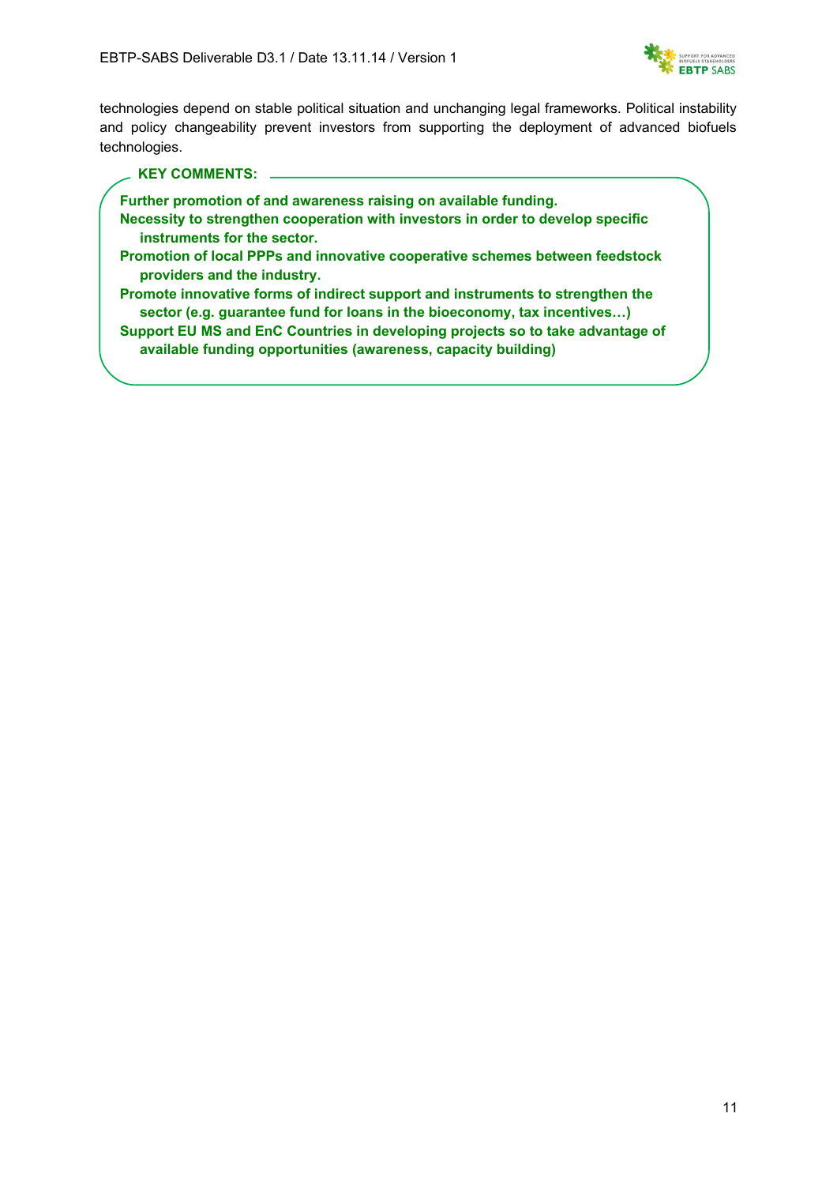technologies depend on stable political situation and unchanging legal frameworks. Political instability and policy changeability prevent investors from supporting the deployment of advanced biofuels technologies.

**KEY COMMENTS:**

- **Further promotion of and awareness raising on available funding.**
- **Necessity to strengthen cooperation with investors in order to develop specific instruments for the sector.**
- **Promotion of local PPPs and innovative cooperative schemes between feedstock providers and the industry.**
- **Promote innovative forms of indirect support and instruments to strengthen the sector (e.g. guarantee fund for loans in the bioeconomy, tax incentives…)**
- **Support EU MS and EnC Countries in developing projects so to take advantage of available funding opportunities (awareness, capacity building)**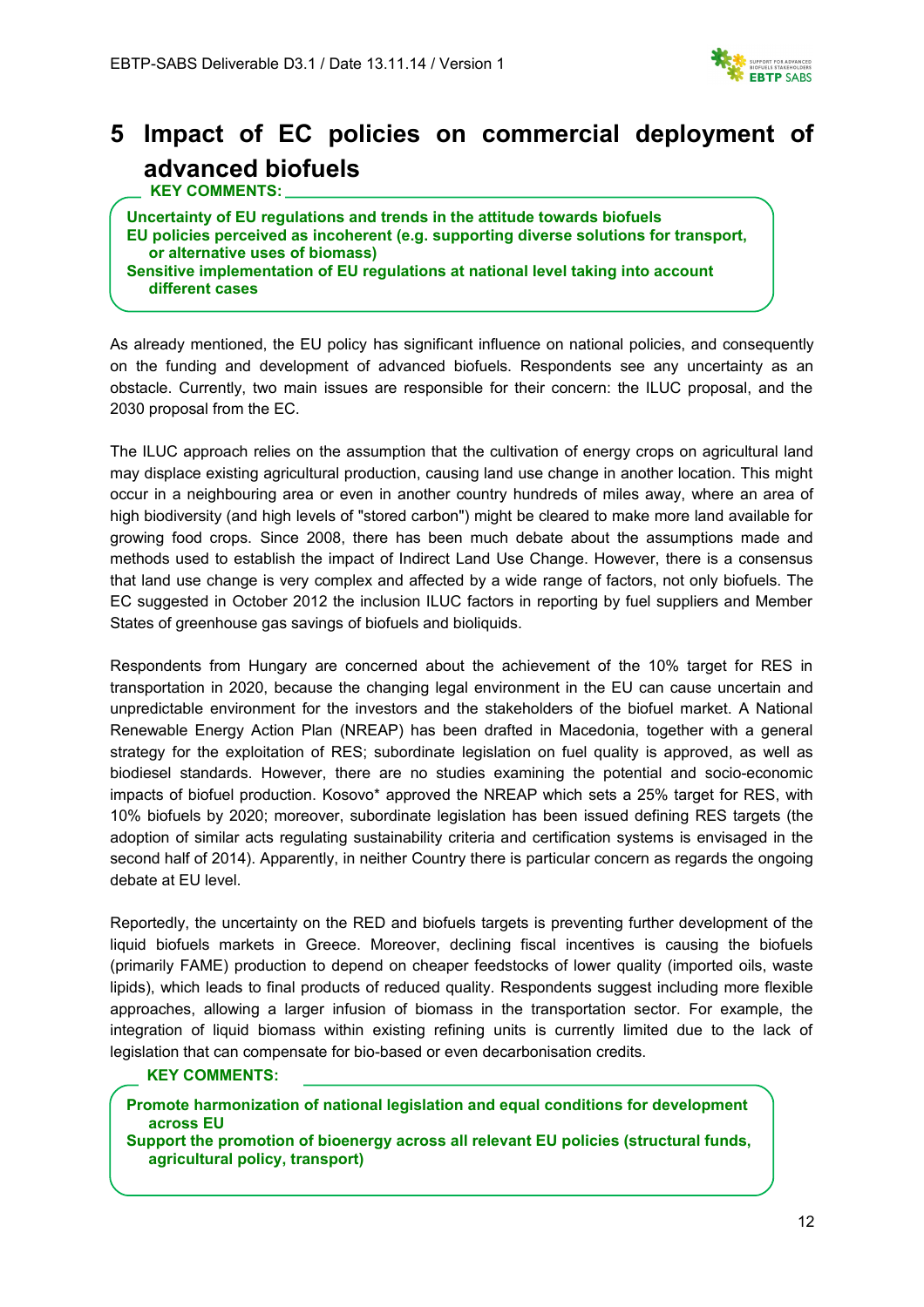# 5 Impact of EC policies on commercial deployment of advanced biofuels

**KEY COMMENTS:**

**Uncertainty of EU regulations and trends in the attitude towards biofuels**
**EU policies perceived as incoherent (e.g. supporting diverse solutions for transport, or alternative uses of biomass)**
**Sensitive implementation of EU regulations at national level taking into account different cases**

As already mentioned, the EU policy has significant influence on national policies, and consequently on the funding and development of advanced biofuels. Respondents see any uncertainty as an obstacle. Currently, two main issues are responsible for their concern: the ILUC proposal, and the 2030 proposal from the EC.

The ILUC approach relies on the assumption that the cultivation of energy crops on agricultural land may displace existing agricultural production, causing land use change in another location. This might occur in a neighbouring area or even in another country hundreds of miles away, where an area of high biodiversity (and high levels of "stored carbon") might be cleared to make more land available for growing food crops. Since 2008, there has been much debate about the assumptions made and methods used to establish the impact of Indirect Land Use Change. However, there is a consensus that land use change is very complex and affected by a wide range of factors, not only biofuels. The EC suggested in October 2012 the inclusion ILUC factors in reporting by fuel suppliers and Member States of greenhouse gas savings of biofuels and bioliquids.

Respondents from Hungary are concerned about the achievement of the 10% target for RES in transportation in 2020, because the changing legal environment in the EU can cause uncertain and unpredictable environment for the investors and the stakeholders of the biofuel market. A National Renewable Energy Action Plan (NREAP) has been drafted in Macedonia, together with a general strategy for the exploitation of RES; subordinate legislation on fuel quality is approved, as well as biodiesel standards. However, there are no studies examining the potential and socio-economic impacts of biofuel production. Kosovo* approved the NREAP which sets a 25% target for RES, with 10% biofuels by 2020; moreover, subordinate legislation has been issued defining RES targets (the adoption of similar acts regulating sustainability criteria and certification systems is envisaged in the second half of 2014). Apparently, in neither Country there is particular concern as regards the ongoing debate at EU level.

Reportedly, the uncertainty on the RED and biofuels targets is preventing further development of the liquid biofuels markets in Greece. Moreover, declining fiscal incentives is causing the biofuels (primarily FAME) production to depend on cheaper feedstocks of lower quality (imported oils, waste lipids), which leads to final products of reduced quality. Respondents suggest including more flexible approaches, allowing a larger infusion of biomass in the transportation sector. For example, the integration of liquid biomass within existing refining units is currently limited due to the lack of legislation that can compensate for bio-based or even decarbonisation credits.

**KEY COMMENTS:**

**Promote harmonization of national legislation and equal conditions for development across EU**
**Support the promotion of bioenergy across all relevant EU policies (structural funds, agricultural policy, transport)**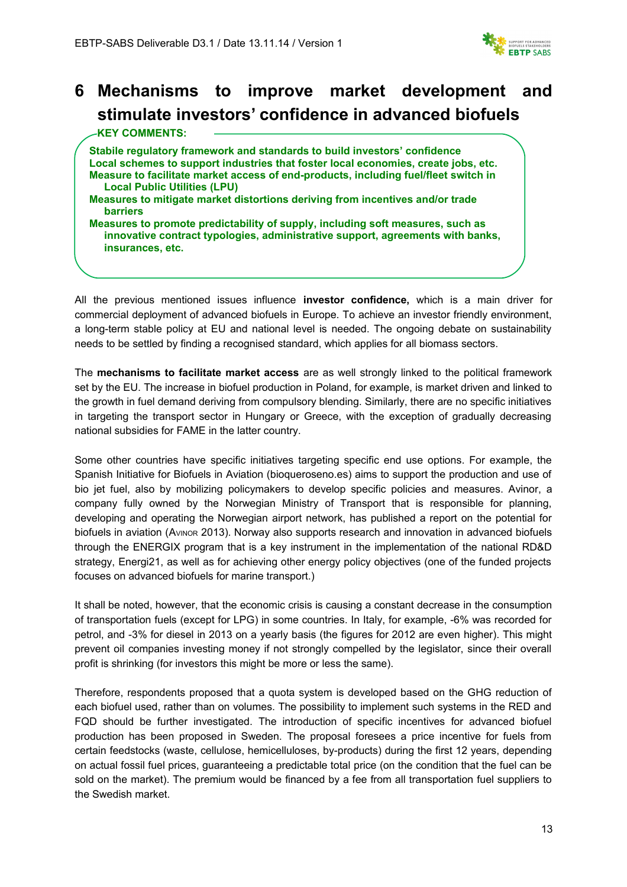# 6 Mechanisms to improve market development and stimulate investors' confidence in advanced biofuels

**KEY COMMENTS:**

- **Stabile regulatory framework and standards to build investors' confidence**
- **Local schemes to support industries that foster local economies, create jobs, etc.**
- **Measure to facilitate market access of end-products, including fuel/fleet switch in Local Public Utilities (LPU)**
- **Measures to mitigate market distortions deriving from incentives and/or trade barriers**
- **Measures to promote predictability of supply, including soft measures, such as innovative contract typologies, administrative support, agreements with banks, insurances, etc.**

All the previous mentioned issues influence **investor confidence,** which is a main driver for commercial deployment of advanced biofuels in Europe. To achieve an investor friendly environment, a long-term stable policy at EU and national level is needed. The ongoing debate on sustainability needs to be settled by finding a recognised standard, which applies for all biomass sectors.

The **mechanisms to facilitate market access** are as well strongly linked to the political framework set by the EU. The increase in biofuel production in Poland, for example, is market driven and linked to the growth in fuel demand deriving from compulsory blending. Similarly, there are no specific initiatives in targeting the transport sector in Hungary or Greece, with the exception of gradually decreasing national subsidies for FAME in the latter country.

Some other countries have specific initiatives targeting specific end use options. For example, the Spanish Initiative for Biofuels in Aviation (bioqueroseno.es) aims to support the production and use of bio jet fuel, also by mobilizing policymakers to develop specific policies and measures. Avinor, a company fully owned by the Norwegian Ministry of Transport that is responsible for planning, developing and operating the Norwegian airport network, has published a report on the potential for biofuels in aviation (Avinor 2013). Norway also supports research and innovation in advanced biofuels through the ENERGIX program that is a key instrument in the implementation of the national RD&D strategy, Energi21, as well as for achieving other energy policy objectives (one of the funded projects focuses on advanced biofuels for marine transport.)

It shall be noted, however, that the economic crisis is causing a constant decrease in the consumption of transportation fuels (except for LPG) in some countries. In Italy, for example, -6% was recorded for petrol, and -3% for diesel in 2013 on a yearly basis (the figures for 2012 are even higher). This might prevent oil companies investing money if not strongly compelled by the legislator, since their overall profit is shrinking (for investors this might be more or less the same).

Therefore, respondents proposed that a quota system is developed based on the GHG reduction of each biofuel used, rather than on volumes. The possibility to implement such systems in the RED and FQD should be further investigated. The introduction of specific incentives for advanced biofuel production has been proposed in Sweden. The proposal foresees a price incentive for fuels from certain feedstocks (waste, cellulose, hemicelluloses, by-products) during the first 12 years, depending on actual fossil fuel prices, guaranteeing a predictable total price (on the condition that the fuel can be sold on the market). The premium would be financed by a fee from all transportation fuel suppliers to the Swedish market.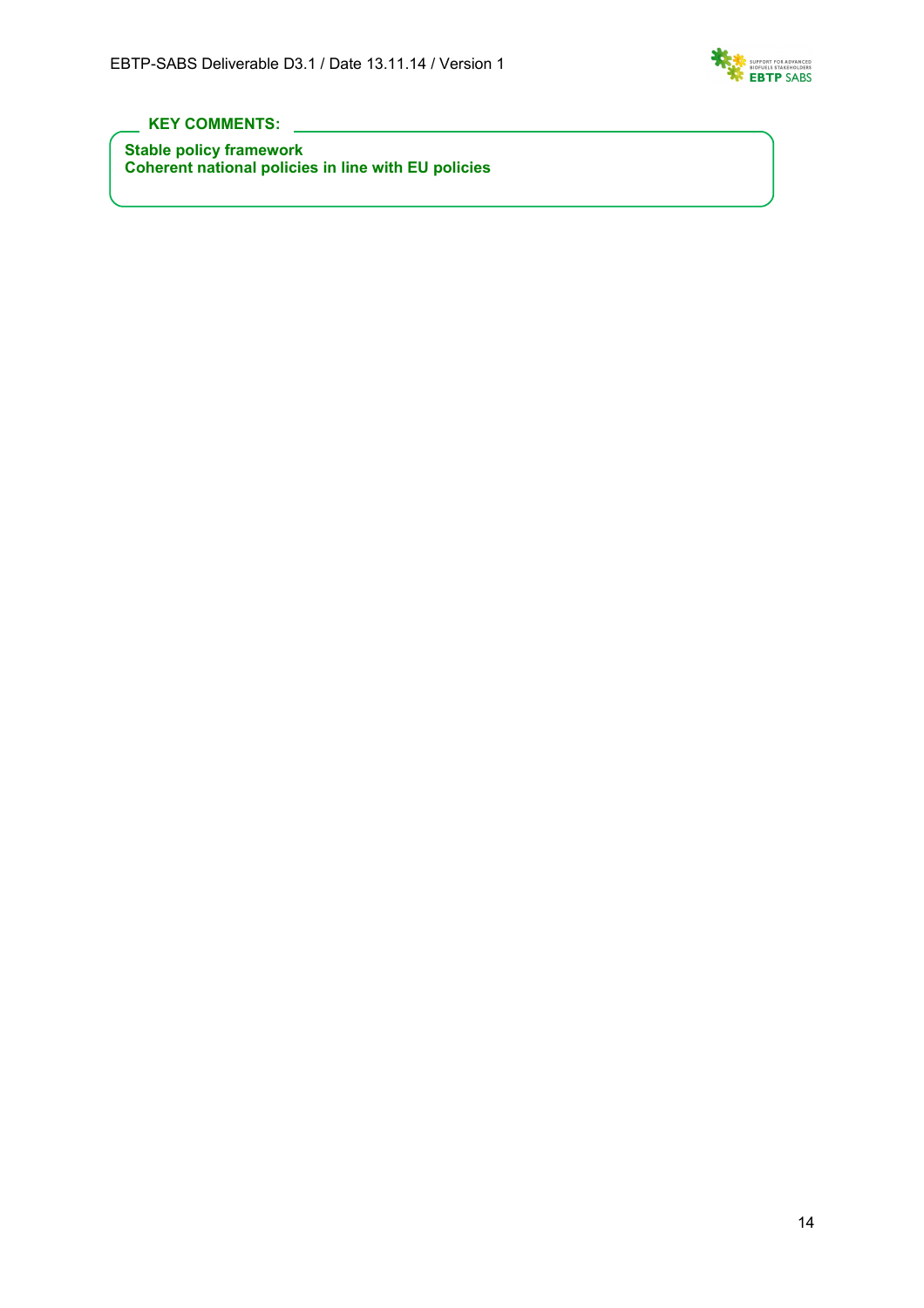**KEY COMMENTS:**

**Stable policy framework**
**Coherent national policies in line with EU policies**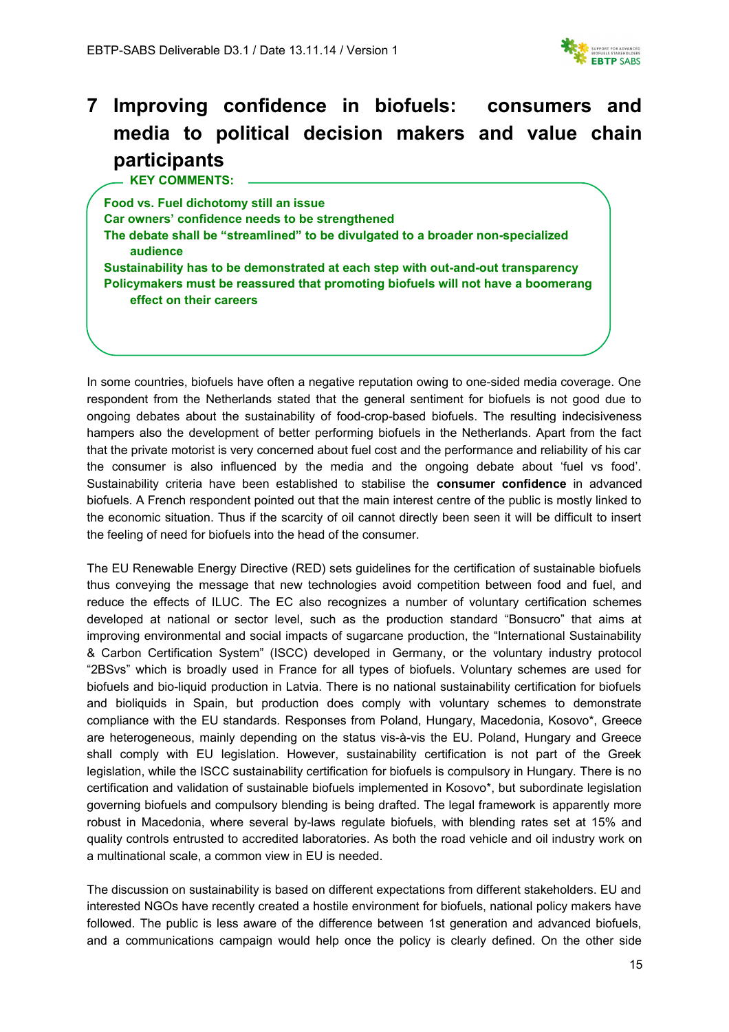# 7 Improving confidence in biofuels: consumers and media to political decision makers and value chain participants

**KEY COMMENTS:**

**Food vs. Fuel dichotomy still an issue**
**Car owners' confidence needs to be strengthened**
**The debate shall be "streamlined" to be divulgated to a broader non-specialized audience**
**Sustainability has to be demonstrated at each step with out-and-out transparency**
**Policymakers must be reassured that promoting biofuels will not have a boomerang effect on their careers**

In some countries, biofuels have often a negative reputation owing to one-sided media coverage. One respondent from the Netherlands stated that the general sentiment for biofuels is not good due to ongoing debates about the sustainability of food-crop-based biofuels. The resulting indecisiveness hampers also the development of better performing biofuels in the Netherlands. Apart from the fact that the private motorist is very concerned about fuel cost and the performance and reliability of his car the consumer is also influenced by the media and the ongoing debate about 'fuel vs food'. Sustainability criteria have been established to stabilise the **consumer confidence** in advanced biofuels. A French respondent pointed out that the main interest centre of the public is mostly linked to the economic situation. Thus if the scarcity of oil cannot directly been seen it will be difficult to insert the feeling of need for biofuels into the head of the consumer.

The EU Renewable Energy Directive (RED) sets guidelines for the certification of sustainable biofuels thus conveying the message that new technologies avoid competition between food and fuel, and reduce the effects of ILUC. The EC also recognizes a number of voluntary certification schemes developed at national or sector level, such as the production standard "Bonsucro" that aims at improving environmental and social impacts of sugarcane production, the "International Sustainability & Carbon Certification System" (ISCC) developed in Germany, or the voluntary industry protocol "2BSvs" which is broadly used in France for all types of biofuels. Voluntary schemes are used for biofuels and bio-liquid production in Latvia. There is no national sustainability certification for biofuels and bioliquids in Spain, but production does comply with voluntary schemes to demonstrate compliance with the EU standards. Responses from Poland, Hungary, Macedonia, Kosovo*, Greece are heterogeneous, mainly depending on the status vis-à-vis the EU. Poland, Hungary and Greece shall comply with EU legislation. However, sustainability certification is not part of the Greek legislation, while the ISCC sustainability certification for biofuels is compulsory in Hungary. There is no certification and validation of sustainable biofuels implemented in Kosovo*, but subordinate legislation governing biofuels and compulsory blending is being drafted. The legal framework is apparently more robust in Macedonia, where several by-laws regulate biofuels, with blending rates set at 15% and quality controls entrusted to accredited laboratories. As both the road vehicle and oil industry work on a multinational scale, a common view in EU is needed.

The discussion on sustainability is based on different expectations from different stakeholders. EU and interested NGOs have recently created a hostile environment for biofuels, national policy makers have followed. The public is less aware of the difference between 1st generation and advanced biofuels, and a communications campaign would help once the policy is clearly defined. On the other side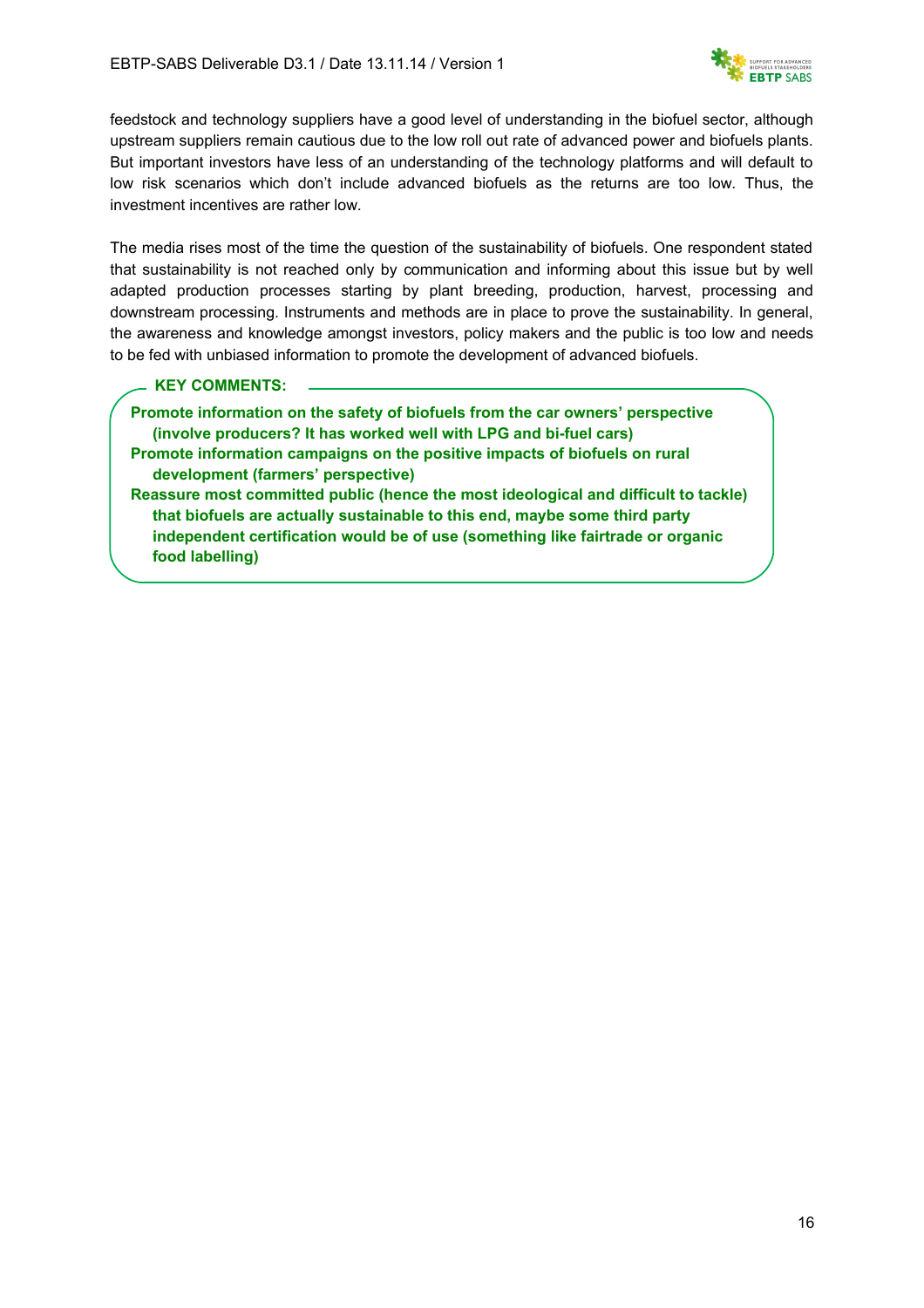feedstock and technology suppliers have a good level of understanding in the biofuel sector, although upstream suppliers remain cautious due to the low roll out rate of advanced power and biofuels plants. But important investors have less of an understanding of the technology platforms and will default to low risk scenarios which don't include advanced biofuels as the returns are too low. Thus, the investment incentives are rather low.

The media rises most of the time the question of the sustainability of biofuels. One respondent stated that sustainability is not reached only by communication and informing about this issue but by well adapted production processes starting by plant breeding, production, harvest, processing and downstream processing. Instruments and methods are in place to prove the sustainability. In general, the awareness and knowledge amongst investors, policy makers and the public is too low and needs to be fed with unbiased information to promote the development of advanced biofuels.

**KEY COMMENTS:**

**Promote information on the safety of biofuels from the car owners' perspective (involve producers? It has worked well with LPG and bi-fuel cars)**

**Promote information campaigns on the positive impacts of biofuels on rural development (farmers' perspective)**

**Reassure most committed public (hence the most ideological and difficult to tackle) that biofuels are actually sustainable to this end, maybe some third party independent certification would be of use (something like fairtrade or organic food labelling)**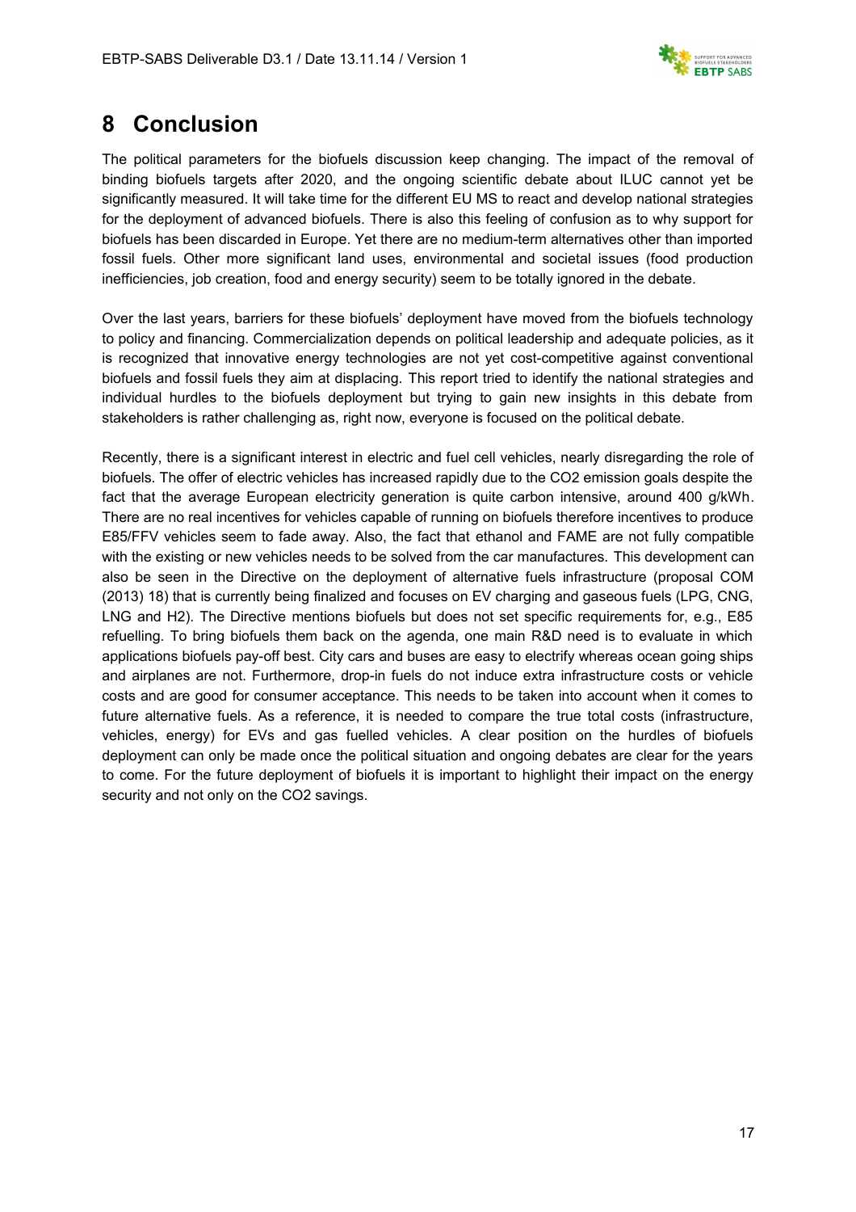# 8 Conclusion

The political parameters for the biofuels discussion keep changing. The impact of the removal of binding biofuels targets after 2020, and the ongoing scientific debate about ILUC cannot yet be significantly measured. It will take time for the different EU MS to react and develop national strategies for the deployment of advanced biofuels. There is also this feeling of confusion as to why support for biofuels has been discarded in Europe. Yet there are no medium-term alternatives other than imported fossil fuels. Other more significant land uses, environmental and societal issues (food production inefficiencies, job creation, food and energy security) seem to be totally ignored in the debate.

Over the last years, barriers for these biofuels' deployment have moved from the biofuels technology to policy and financing. Commercialization depends on political leadership and adequate policies, as it is recognized that innovative energy technologies are not yet cost-competitive against conventional biofuels and fossil fuels they aim at displacing. This report tried to identify the national strategies and individual hurdles to the biofuels deployment but trying to gain new insights in this debate from stakeholders is rather challenging as, right now, everyone is focused on the political debate.

Recently, there is a significant interest in electric and fuel cell vehicles, nearly disregarding the role of biofuels. The offer of electric vehicles has increased rapidly due to the $CO_2$ emission goals despite the fact that the average European electricity generation is quite carbon intensive, around 400 g/kWh. There are no real incentives for vehicles capable of running on biofuels therefore incentives to produce E85/FFV vehicles seem to fade away. Also, the fact that ethanol and FAME are not fully compatible with the existing or new vehicles needs to be solved from the car manufactures. This development can also be seen in the Directive on the deployment of alternative fuels infrastructure (proposal COM (2013) 18) that is currently being finalized and focuses on EV charging and gaseous fuels (LPG, CNG, LNG and $H_2$). The Directive mentions biofuels but does not set specific requirements for, e.g., E85 refuelling. To bring biofuels them back on the agenda, one main R&D need is to evaluate in which applications biofuels pay-off best. City cars and buses are easy to electrify whereas ocean going ships and airplanes are not. Furthermore, drop-in fuels do not induce extra infrastructure costs or vehicle costs and are good for consumer acceptance. This needs to be taken into account when it comes to future alternative fuels. As a reference, it is needed to compare the true total costs (infrastructure, vehicles, energy) for EVs and gas fuelled vehicles. A clear position on the hurdles of biofuels deployment can only be made once the political situation and ongoing debates are clear for the years to come. For the future deployment of biofuels it is important to highlight their impact on the energy security and not only on the $CO_2$ savings.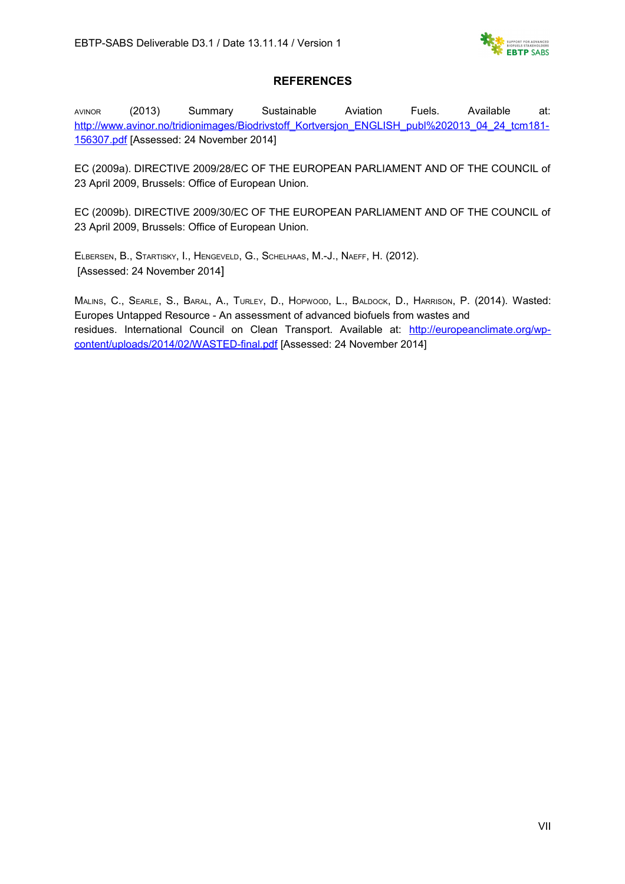# REFERENCES

AVINOR (2013) Summary Sustainable Aviation Fuels. Available at: http://www.avinor.no/tridionimages/Biodrivstoff_Kortversjon_ENGLISH_publ%202013_04_24_tcm181-156307.pdf [Assessed: 24 November 2014]

EC (2009a). DIRECTIVE 2009/28/EC OF THE EUROPEAN PARLIAMENT AND OF THE COUNCIL of 23 April 2009, Brussels: Office of European Union.

EC (2009b). DIRECTIVE 2009/30/EC OF THE EUROPEAN PARLIAMENT AND OF THE COUNCIL of 23 April 2009, Brussels: Office of European Union.

ELBERSEN, B., STARTISKY, I., HENGEVELD, G., SCHELHAAS, M.-J., NAEFF, H. (2012). [Assessed: 24 November 2014]

MALINS, C., SEARLE, S., BARAL, A., TURLEY, D., HOPWOOD, L., BALDOCK, D., HARRISON, P. (2014). Wasted: Europes Untapped Resource - An assessment of advanced biofuels from wastes and residues. International Council on Clean Transport. Available at: http://europeanclimate.org/wp-content/uploads/2014/02/WASTED-final.pdf [Assessed: 24 November 2014]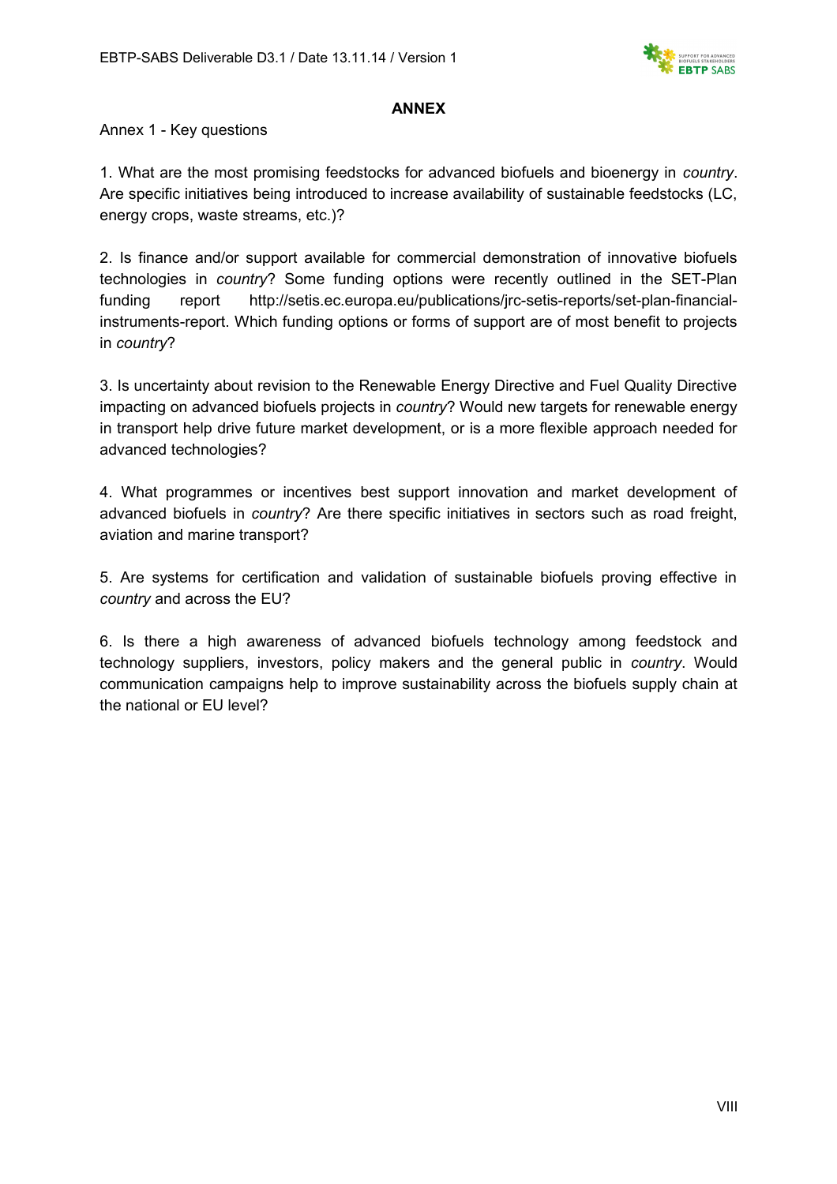## ANNEX

Annex 1 - Key questions

1. What are the most promising feedstocks for advanced biofuels and bioenergy in *country*. Are specific initiatives being introduced to increase availability of sustainable feedstocks (LC, energy crops, waste streams, etc.)?

2. Is finance and/or support available for commercial demonstration of innovative biofuels technologies in *country*? Some funding options were recently outlined in the SET-Plan funding report http://setis.ec.europa.eu/publications/jrc-setis-reports/set-plan-financial-instruments-report. Which funding options or forms of support are of most benefit to projects in *country*?

3. Is uncertainty about revision to the Renewable Energy Directive and Fuel Quality Directive impacting on advanced biofuels projects in *country*? Would new targets for renewable energy in transport help drive future market development, or is a more flexible approach needed for advanced technologies?

4. What programmes or incentives best support innovation and market development of advanced biofuels in *country*? Are there specific initiatives in sectors such as road freight, aviation and marine transport?

5. Are systems for certification and validation of sustainable biofuels proving effective in *country* and across the EU?

6. Is there a high awareness of advanced biofuels technology among feedstock and technology suppliers, investors, policy makers and the general public in *country*. Would communication campaigns help to improve sustainability across the biofuels supply chain at the national or EU level?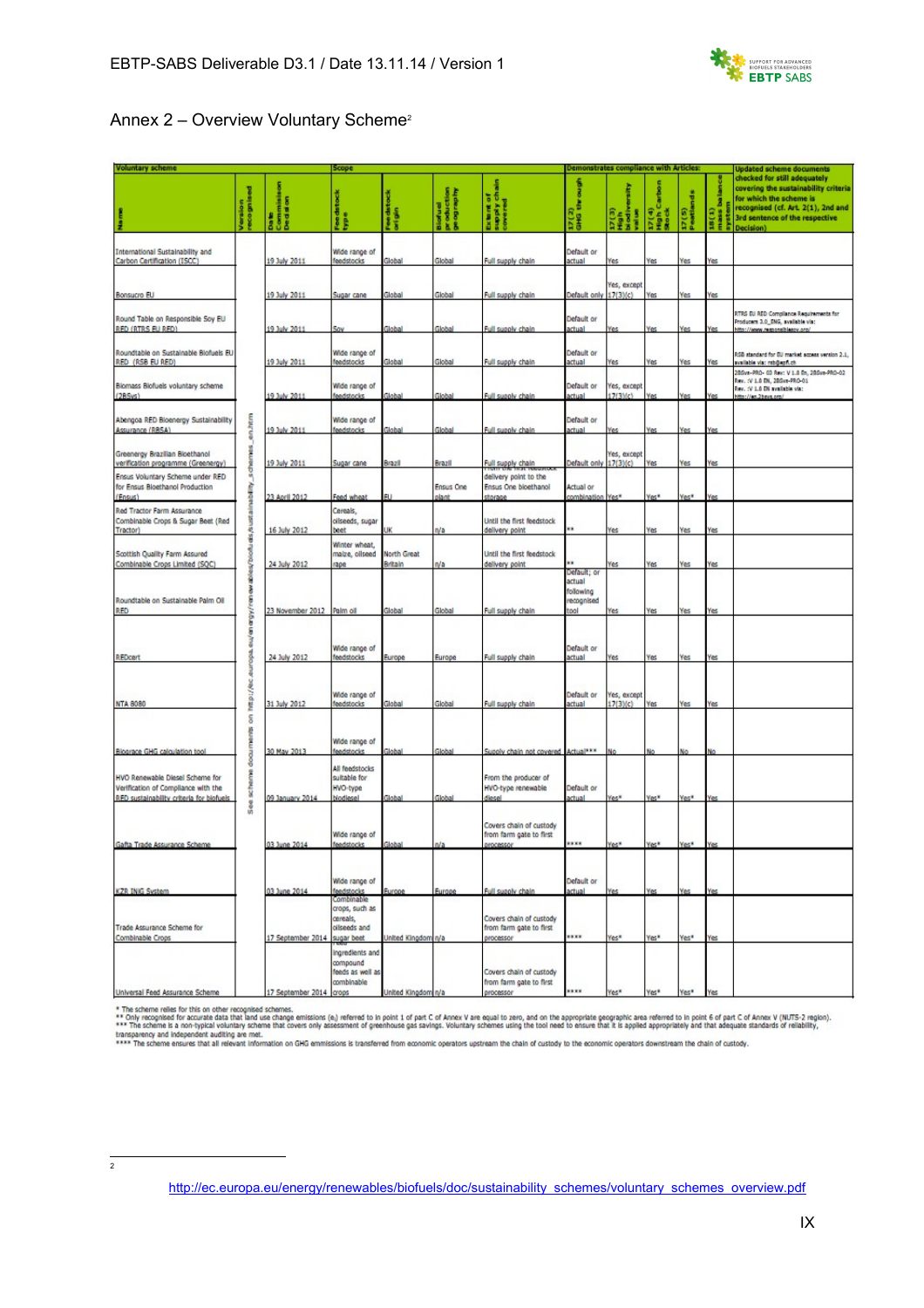## Annex 2 – Overview Voluntary Scheme[2]

| Voluntary scheme | | | Scope | | | | Demonstrates compliance with Articles: | | | | | Updated scheme documents checked for still adequately covering the sustainability criteria for which the scheme is recognised (cf. Art. 2(1), 2nd and 3rd sentence of the respective Decision) |
|---|---|---|---|---|---|---|---|---|---|---|---|---|
| Name | Version recognised | Date Commission Decision | Feedstock type | Feedstock origin | Biofuel production geography | Extent of supply chain covered | 17(2) GHG through | 17(3) High biodiversity value | 17(4) High Carbon Stock | 17(5) Peatlands | 18(1) mass balance system | |
| International Sustainability and Carbon Certification (ISCC) | See scheme documents on http://ec.europa.eu/energy/renewables/biofuels/sustainability_schemes_en.htm | 19 July 2011 | Wide range of feedstocks | Global | Global | Full supply chain | Default or actual | Yes | Yes | Yes | Yes | |
| Bonsucro EU | | 19 July 2011 | Sugar cane | Global | Global | Full supply chain | Default only | Yes, except 17(3)(c) | Yes | Yes | Yes | |
| Round Table on Responsible Soy EU RED (RTRS EU RED) | | 19 July 2011 | Soy | Global | Global | Full supply chain | Default or actual | Yes | Yes | Yes | Yes | RTRS EU RED Compliance Requirements for Producers 3.0_ENG, available via: http://www.responsiblesoy.org/ |
| Roundtable on Sustainable Biofuels EU RED (RSB EU RED) | | 19 July 2011 | Wide range of feedstocks | Global | Global | Full supply chain | Default or actual | Yes | Yes | Yes | Yes | RSB standard for EU market access version 2.1, available via: rsb@epfl.ch |
| Biomass Biofuels voluntary scheme (2BSvs) | | 19 July 2011 | Wide range of feedstocks | Global | Global | Full supply chain | Default or actual | Yes, except 17(3)(c) | Yes | Yes | Yes | 2BSvs-PRO-03 Rev: V 1.0 EN, 2BSvs-PRO-02 Rev.: V 1.0 EN, 2BSvs-PRO-01 Rev.: V 1.0 EN available via: http://en.2bsvs.org/ |
| Abengoa RED Bioenergy Sustainability Assurance (RBSA) | | 19 July 2011 | Wide range of feedstocks | Global | Global | Full supply chain | Default or actual | Yes | Yes | Yes | Yes | |
| Greenergy Brazilian Bioethanol verification programme (Greenergy) | | 19 July 2011 | Sugar cane | Brazil | Brazil | Full supply chain | Default only | Yes, except 17(3)(c) | Yes | Yes | Yes | |
| Ensus Voluntary Scheme under RED for Ensus Bioethanol Production (Ensus) | | 23 April 2012 | Feed wheat | EU | Ensus One plant | From the first feedstock delivery point to the Ensus One bioethanol storage | Actual or combination | Yes* | Yes* | Yes* | Yes | |
| Red Tractor Farm Assurance Combinable Crops & Sugar Beet (Red Tractor) | | 16 July 2012 | Cereals, oilseeds, sugar beet | UK | n/a | Until the first feedstock delivery point | ** | Yes | Yes | Yes | Yes | |
| Scottish Quality Farm Assured Combinable Crops Limited (SQC) | | 24 July 2012 | Winter wheat, maize, oilseed rape | North Great Britain | n/a | Until the first feedstock delivery point | ** | Yes | Yes | Yes | Yes | |
| Roundtable on Sustainable Palm Oil RED | | 23 November 2012 | Palm oil | Global | Global | Full supply chain | Default; or actual following recognised tool | Yes | Yes | Yes | Yes | |
| REDcert | | 24 July 2012 | Wide range of feedstocks | Europe | Europe | Full supply chain | Default or actual | Yes | Yes | Yes | Yes | |
| NTA 8080 | | 31 July 2012 | Wide range of feedstocks | Global | Global | Full supply chain | Default or actual | Yes, except 17(3)(c) | Yes | Yes | Yes | |
| Biograce GHG calculation tool | | 30 May 2013 | Wide range of feedstocks | Global | Global | Supply chain not covered | Actual*** | No | No | No | No | |
| HVO Renewable Diesel Scheme for Verification of Compliance with the RED sustainability criteria for biofuels | | 09 January 2014 | All feedstocks suitable for HVO-type biodiesel | Global | Global | From the producer of HVO-type renewable diesel | Default or actual | Yes* | Yes* | Yes* | Yes | |
| Gafta Trade Assurance Scheme | | 03 June 2014 | Wide range of feedstocks | Global | n/a | Covers chain of custody from farm gate to first processor | **** | Yes* | Yes* | Yes* | Yes | |
| KZR INiG System | | 03 June 2014 | Wide range of feedstocks | Europe | Europe | Full supply chain | Default or actual | Yes | Yes | Yes | Yes | |
| Trade Assurance Scheme for Combinable Crops | | 17 September 2014 | Combinable crops, such as cereals, oilseeds and sugar beet | United Kingdom | n/a | Covers chain of custody from farm gate to first processor | **** | Yes* | Yes* | Yes* | Yes | |
| Universal Feed Assurance Scheme | | 17 September 2014 | Feed ingredients and compound feeds as well as combinable crops | United Kingdom | n/a | Covers chain of custody from farm gate to first processor | **** | Yes* | Yes* | Yes* | Yes | |

\* The scheme relies for this on other recognised schemes.
\** Only recognised for accurate data that land use change emissions ($e_l$) referred to in point 1 of part C of Annex V are equal to zero, and on the appropriate geographic area referred to in point 6 of part C of Annex V (NUTS-2 region).
\*** The scheme is a non-typical voluntary scheme that covers only assessment of greenhouse gas savings. Voluntary schemes using the tool need to ensure that it is applied appropriately and that adequate standards of reliability, transparency and independent auditing are met.
\**** The scheme ensures that all relevant information on GHG emmissions is transferred from economic operators upstream the chain of custody to the economic operators downstream the chain of custody.

[2] http://ec.europa.eu/energy/renewables/biofuels/doc/sustainability_schemes/voluntary_schemes_overview.pdf